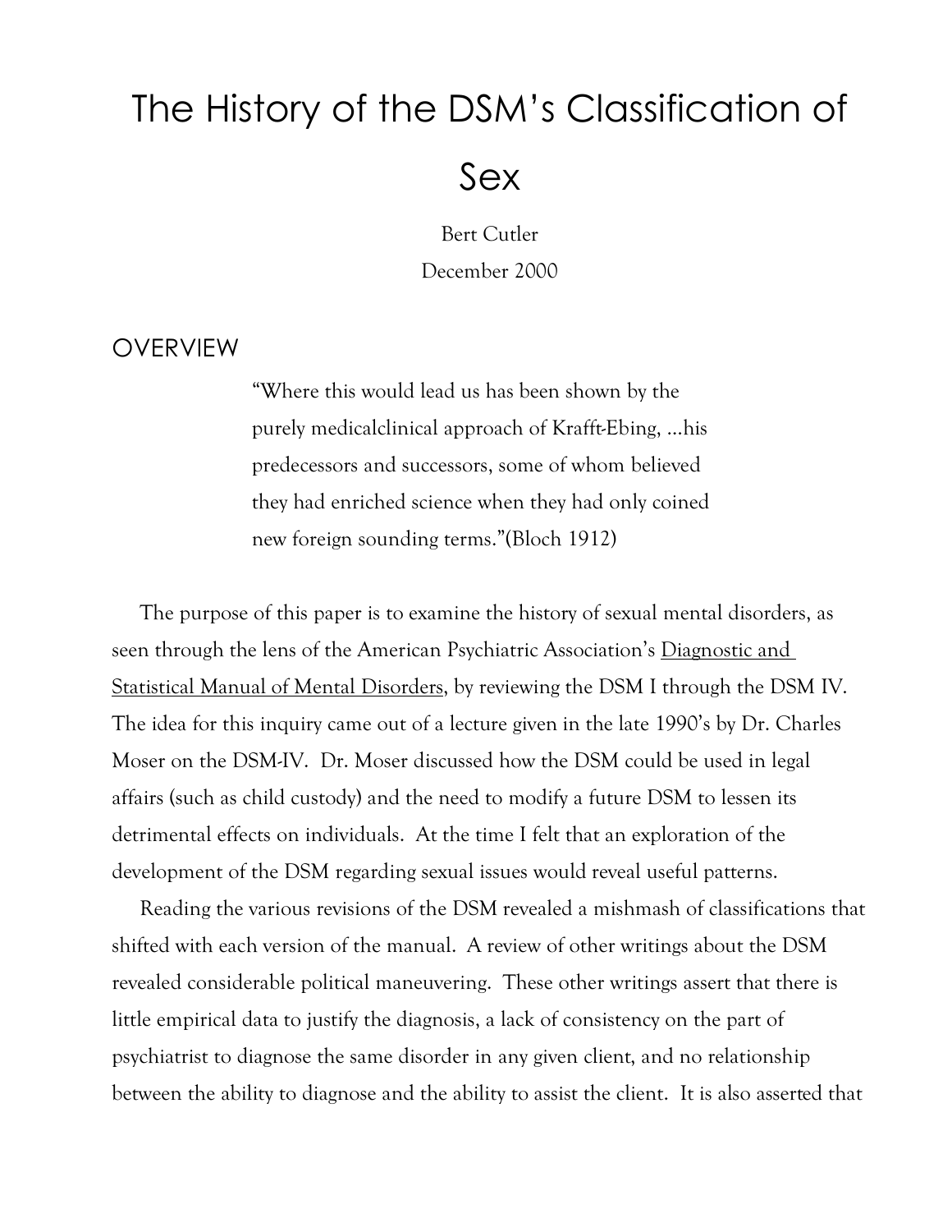# The History of the DSM's Classification of Sex

Bert Cutler

December 2000

## OVERVIEW

> "Where this would lead us has been shown by the purely medicalclinical approach of Krafft-Ebing, ...his predecessors and successors, some of whom believed they had enriched science when they had only coined new foreign sounding terms."(Bloch 1912)

The purpose of this paper is to examine the history of sexual mental disorders, as seen through the lens of the American Psychiatric Association's Diagnostic and Statistical Manual of Mental Disorders, by reviewing the DSM I through the DSM IV. The idea for this inquiry came out of a lecture given in the late 1990's by Dr. Charles Moser on the DSM-IV. Dr. Moser discussed how the DSM could be used in legal affairs (such as child custody) and the need to modify a future DSM to lessen its detrimental effects on individuals. At the time I felt that an exploration of the development of the DSM regarding sexual issues would reveal useful patterns.

Reading the various revisions of the DSM revealed a mishmash of classifications that shifted with each version of the manual. A review of other writings about the DSM revealed considerable political maneuvering. These other writings assert that there is little empirical data to justify the diagnosis, a lack of consistency on the part of psychiatrist to diagnose the same disorder in any given client, and no relationship between the ability to diagnose and the ability to assist the client. It is also asserted that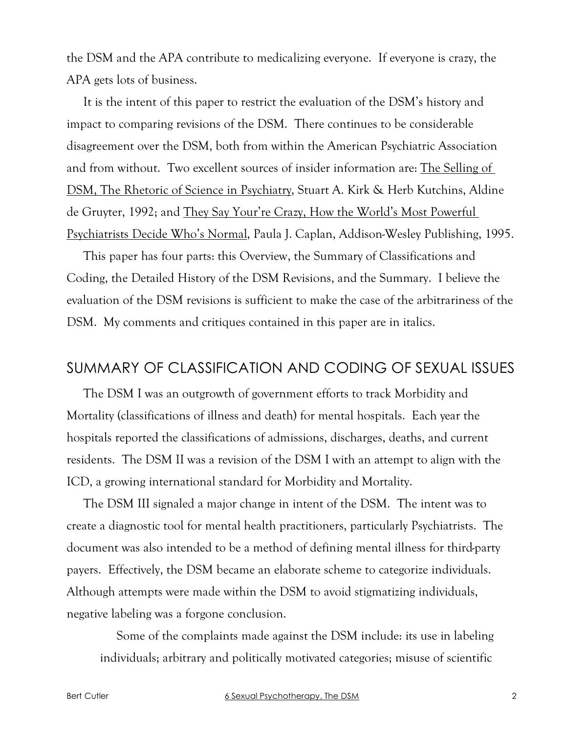the DSM and the APA contribute to medicalizing everyone. If everyone is crazy, the APA gets lots of business.

It is the intent of this paper to restrict the evaluation of the DSM's history and impact to comparing revisions of the DSM. There continues to be considerable disagreement over the DSM, both from within the American Psychiatric Association and from without. Two excellent sources of insider information are: The Selling of DSM, The Rhetoric of Science in Psychiatry, Stuart A. Kirk & Herb Kutchins, Aldine de Gruyter, 1992; and They Say Your're Crazy, How the World's Most Powerful Psychiatrists Decide Who's Normal, Paula J. Caplan, Addison-Wesley Publishing, 1995.

This paper has four parts: this Overview, the Summary of Classifications and Coding, the Detailed History of the DSM Revisions, and the Summary. I believe the evaluation of the DSM revisions is sufficient to make the case of the arbitrariness of the DSM. My comments and critiques contained in this paper are in italics.

## SUMMARY OF CLASSIFICATION AND CODING OF SEXUAL ISSUES

The DSM I was an outgrowth of government efforts to track Morbidity and Mortality (classifications of illness and death) for mental hospitals. Each year the hospitals reported the classifications of admissions, discharges, deaths, and current residents. The DSM II was a revision of the DSM I with an attempt to align with the ICD, a growing international standard for Morbidity and Mortality.

The DSM III signaled a major change in intent of the DSM. The intent was to create a diagnostic tool for mental health practitioners, particularly Psychiatrists. The document was also intended to be a method of defining mental illness for third-party payers. Effectively, the DSM became an elaborate scheme to categorize individuals. Although attempts were made within the DSM to avoid stigmatizing individuals, negative labeling was a forgone conclusion.

> Some of the complaints made against the DSM include: its use in labeling individuals; arbitrary and politically motivated categories; misuse of scientific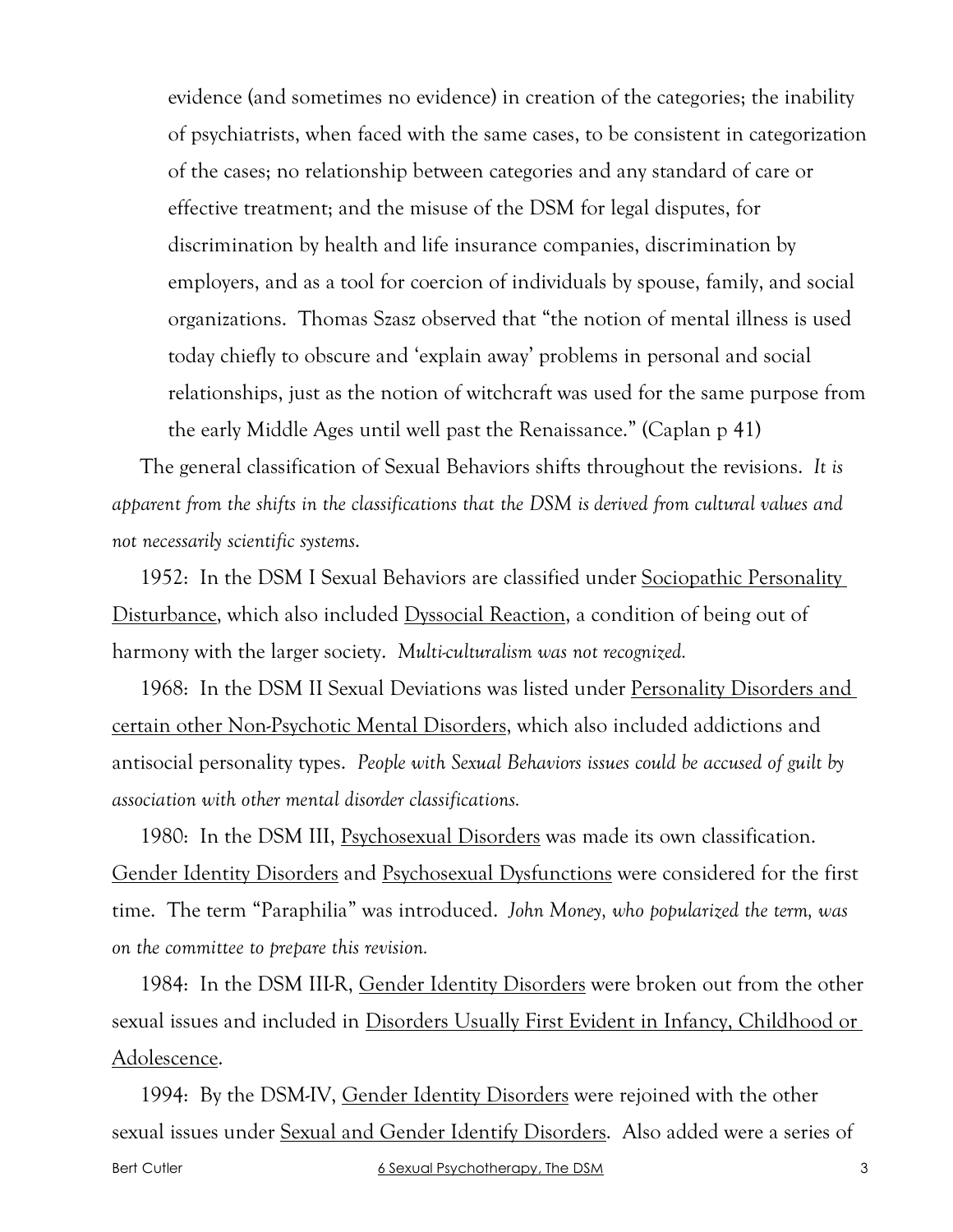> evidence (and sometimes no evidence) in creation of the categories; the inability of psychiatrists, when faced with the same cases, to be consistent in categorization of the cases; no relationship between categories and any standard of care or effective treatment; and the misuse of the DSM for legal disputes, for discrimination by health and life insurance companies, discrimination by employers, and as a tool for coercion of individuals by spouse, family, and social organizations. Thomas Szasz observed that "the notion of mental illness is used today chiefly to obscure and 'explain away' problems in personal and social relationships, just as the notion of witchcraft was used for the same purpose from the early Middle Ages until well past the Renaissance." (Caplan p 41)

The general classification of Sexual Behaviors shifts throughout the revisions. *It is apparent from the shifts in the classifications that the DSM is derived from cultural values and not necessarily scientific systems.*

1952: In the DSM I Sexual Behaviors are classified under <u>Sociopathic Personality Disturbance</u>, which also included <u>Dyssocial Reaction</u>, a condition of being out of harmony with the larger society. *Multi-culturalism was not recognized.*

1968: In the DSM II Sexual Deviations was listed under <u>Personality Disorders and certain other Non-Psychotic Mental Disorders</u>, which also included addictions and antisocial personality types. *People with Sexual Behaviors issues could be accused of guilt by association with other mental disorder classifications.*

1980: In the DSM III, <u>Psychosexual Disorders</u> was made its own classification. <u>Gender Identity Disorders</u> and <u>Psychosexual Dysfunctions</u> were considered for the first time. The term "Paraphilia" was introduced. *John Money, who popularized the term, was on the committee to prepare this revision.*

1984: In the DSM III-R, <u>Gender Identity Disorders</u> were broken out from the other sexual issues and included in <u>Disorders Usually First Evident in Infancy, Childhood or Adolescence</u>.

1994: By the DSM-IV, <u>Gender Identity Disorders</u> were rejoined with the other sexual issues under <u>Sexual and Gender Identify Disorders</u>. Also added were a series of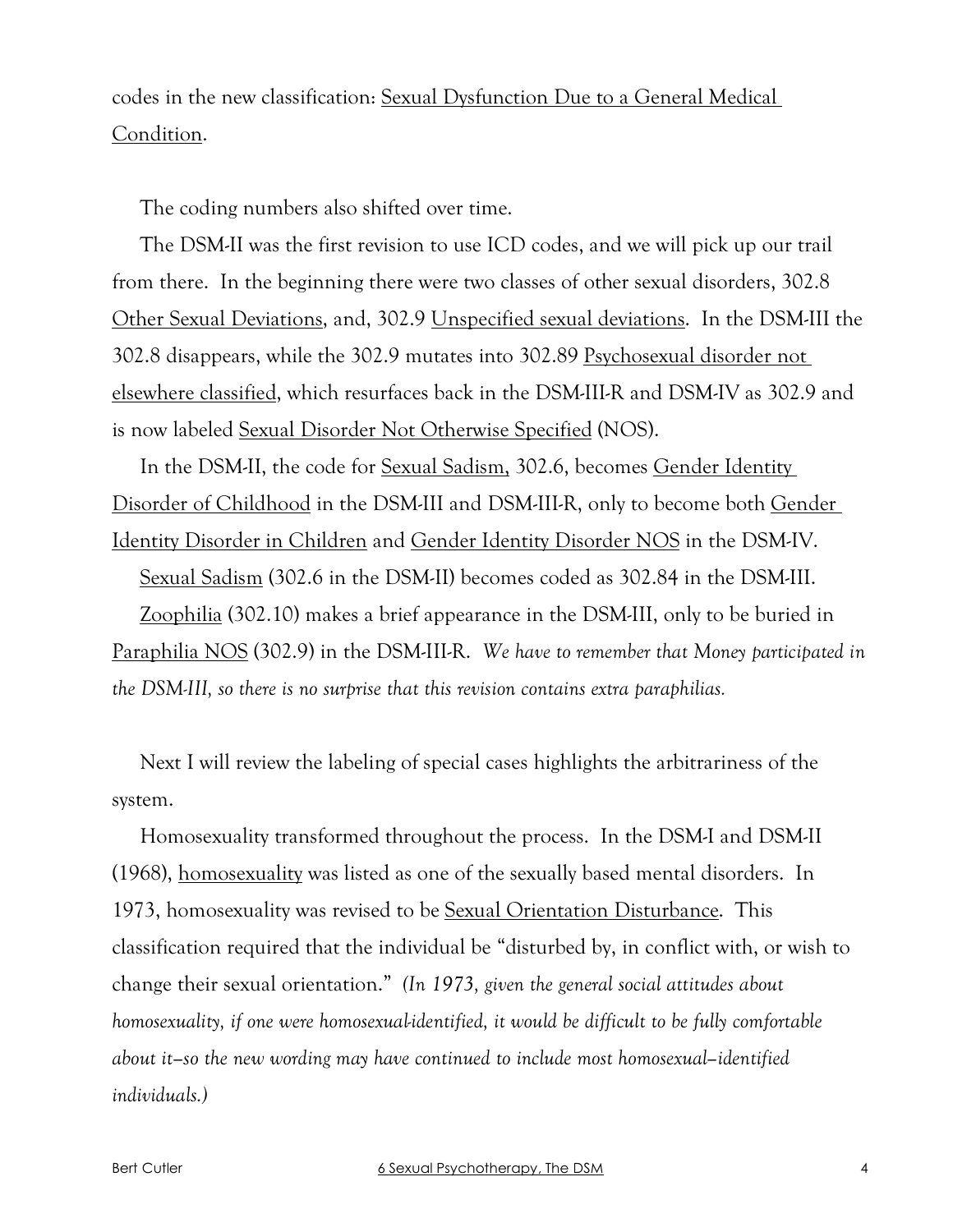codes in the new classification: <u>Sexual Dysfunction Due to a General Medical Condition</u>.

The coding numbers also shifted over time.

The DSM-II was the first revision to use ICD codes, and we will pick up our trail from there. In the beginning there were two classes of other sexual disorders, 302.8 <u>Other Sexual Deviations</u>, and, 302.9 <u>Unspecified sexual deviations</u>. In the DSM-III the 302.8 disappears, while the 302.9 mutates into 302.89 <u>Psychosexual disorder not elsewhere classified</u>, which resurfaces back in the DSM-III-R and DSM-IV as 302.9 and is now labeled <u>Sexual Disorder Not Otherwise Specified</u> (NOS).

In the DSM-II, the code for <u>Sexual Sadism,</u> 302.6, becomes <u>Gender Identity Disorder of Childhood</u> in the DSM-III and DSM-III-R, only to become both <u>Gender Identity Disorder in Children</u> and <u>Gender Identity Disorder NOS</u> in the DSM-IV.

<u>Sexual Sadism</u> (302.6 in the DSM-II) becomes coded as 302.84 in the DSM-III.

<u>Zoophilia</u> (302.10) makes a brief appearance in the DSM-III, only to be buried in <u>Paraphilia NOS</u> (302.9) in the DSM-III-R. *We have to remember that Money participated in the DSM-III, so there is no surprise that this revision contains extra paraphilias.*

Next I will review the labeling of special cases highlights the arbitrariness of the system.

Homosexuality transformed throughout the process. In the DSM-I and DSM-II (1968), <u>homosexuality</u> was listed as one of the sexually based mental disorders. In 1973, homosexuality was revised to be <u>Sexual Orientation Disturbance</u>. This classification required that the individual be "disturbed by, in conflict with, or wish to change their sexual orientation." *(In 1973, given the general social attitudes about homosexuality, if one were homosexual-identified, it would be difficult to be fully comfortable about it—so the new wording may have continued to include most homosexual–identified individuals.)*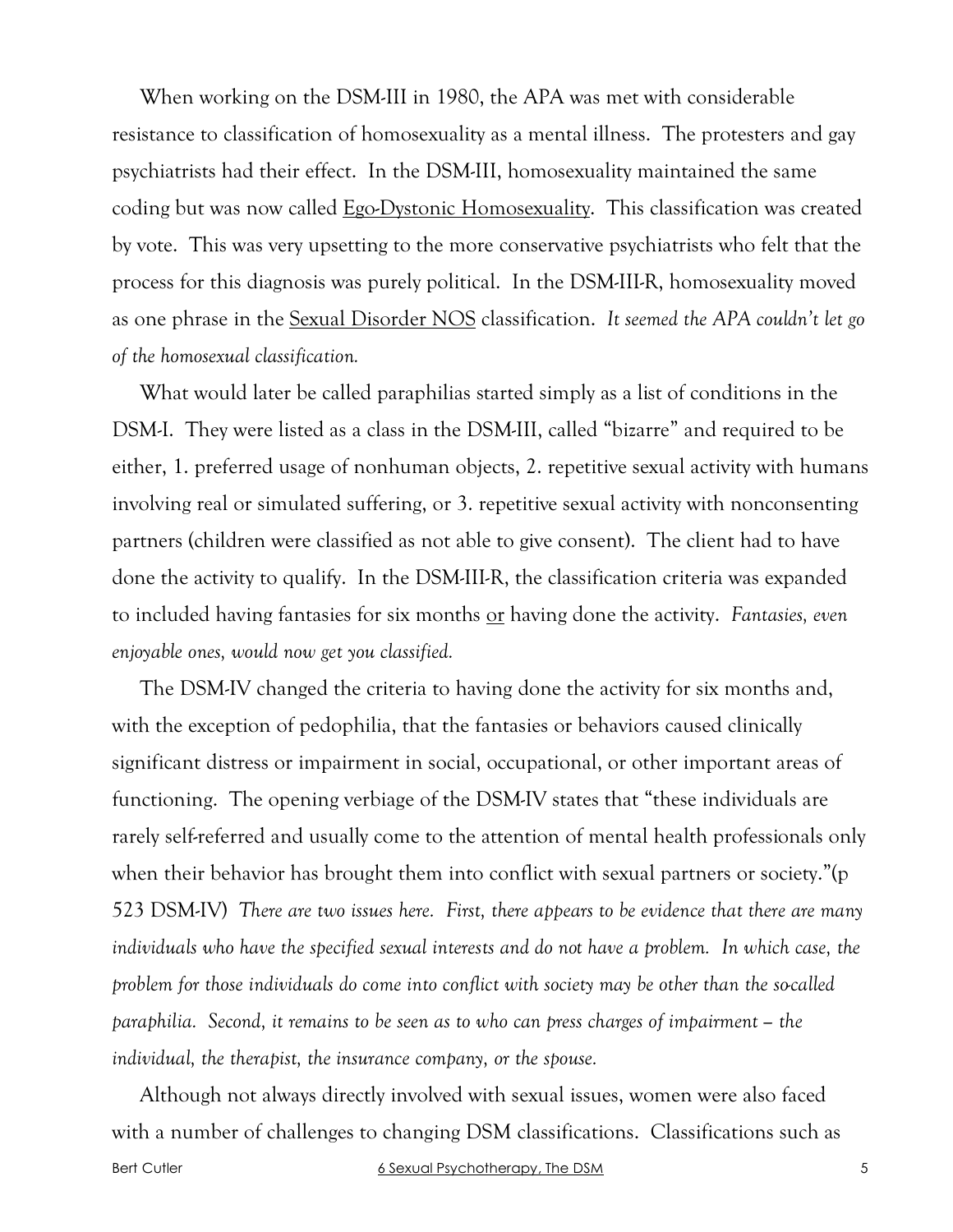When working on the DSM-III in 1980, the APA was met with considerable resistance to classification of homosexuality as a mental illness. The protesters and gay psychiatrists had their effect. In the DSM-III, homosexuality maintained the same coding but was now called <u>Ego-Dystonic Homosexuality</u>. This classification was created by vote. This was very upsetting to the more conservative psychiatrists who felt that the process for this diagnosis was purely political. In the DSM-III-R, homosexuality moved as one phrase in the <u>Sexual Disorder NOS</u> classification. *It seemed the APA couldn't let go of the homosexual classification.*

What would later be called paraphilias started simply as a list of conditions in the DSM-I. They were listed as a class in the DSM-III, called "bizarre" and required to be either, 1. preferred usage of nonhuman objects, 2. repetitive sexual activity with humans involving real or simulated suffering, or 3. repetitive sexual activity with nonconsenting partners (children were classified as not able to give consent). The client had to have done the activity to qualify. In the DSM-III-R, the classification criteria was expanded to included having fantasies for six months <u>or</u> having done the activity. *Fantasies, even enjoyable ones, would now get you classified.*

The DSM-IV changed the criteria to having done the activity for six months and, with the exception of pedophilia, that the fantasies or behaviors caused clinically significant distress or impairment in social, occupational, or other important areas of functioning. The opening verbiage of the DSM-IV states that "these individuals are rarely self-referred and usually come to the attention of mental health professionals only when their behavior has brought them into conflict with sexual partners or society."(p 523 DSM-IV) *There are two issues here. First, there appears to be evidence that there are many individuals who have the specified sexual interests and do not have a problem. In which case, the problem for those individuals do come into conflict with society may be other than the so-called paraphilia. Second, it remains to be seen as to who can press charges of impairment – the individual, the therapist, the insurance company, or the spouse.*

Although not always directly involved with sexual issues, women were also faced with a number of challenges to changing DSM classifications. Classifications such as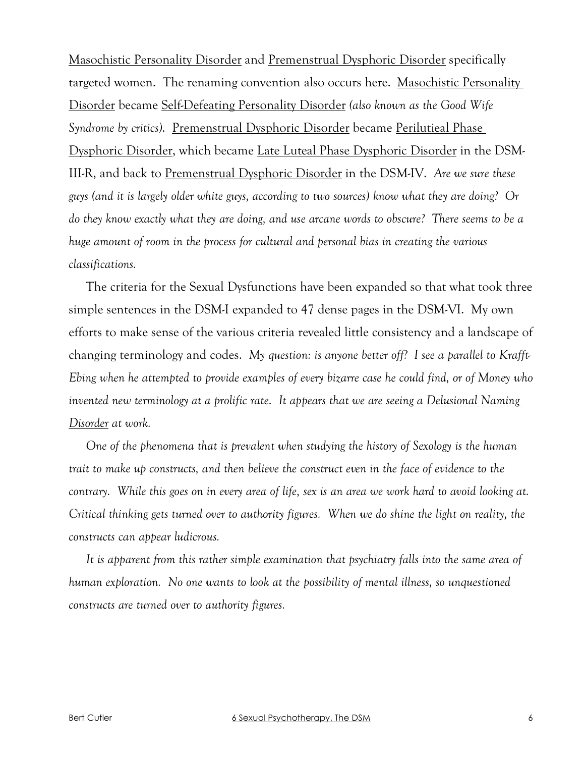Masochistic Personality Disorder and Premenstrual Dysphoric Disorder specifically targeted women. The renaming convention also occurs here. Masochistic Personality Disorder became Self-Defeating Personality Disorder *(also known as the Good Wife Syndrome by critics)*. Premenstrual Dysphoric Disorder became Perilutieal Phase Dysphoric Disorder, which became Late Luteal Phase Dysphoric Disorder in the DSM-III-R, and back to Premenstrual Dysphoric Disorder in the DSM-IV. *Are we sure these guys (and it is largely older white guys, according to two sources) know what they are doing? Or do they know exactly what they are doing, and use arcane words to obscure? There seems to be a huge amount of room in the process for cultural and personal bias in creating the various classifications.*

The criteria for the Sexual Dysfunctions have been expanded so that what took three simple sentences in the DSM-I expanded to 47 dense pages in the DSM-VI. My own efforts to make sense of the various criteria revealed little consistency and a landscape of changing terminology and codes. *My question: is anyone better off? I see a parallel to Krafft-Ebing when he attempted to provide examples of every bizarre case he could find, or of Money who invented new terminology at a prolific rate. It appears that we are seeing a Delusional Naming Disorder at work.*

*One of the phenomena that is prevalent when studying the history of Sexology is the human trait to make up constructs, and then believe the construct even in the face of evidence to the contrary. While this goes on in every area of life, sex is an area we work hard to avoid looking at. Critical thinking gets turned over to authority figures. When we do shine the light on reality, the constructs can appear ludicrous.*

*It is apparent from this rather simple examination that psychiatry falls into the same area of human exploration. No one wants to look at the possibility of mental illness, so unquestioned constructs are turned over to authority figures.*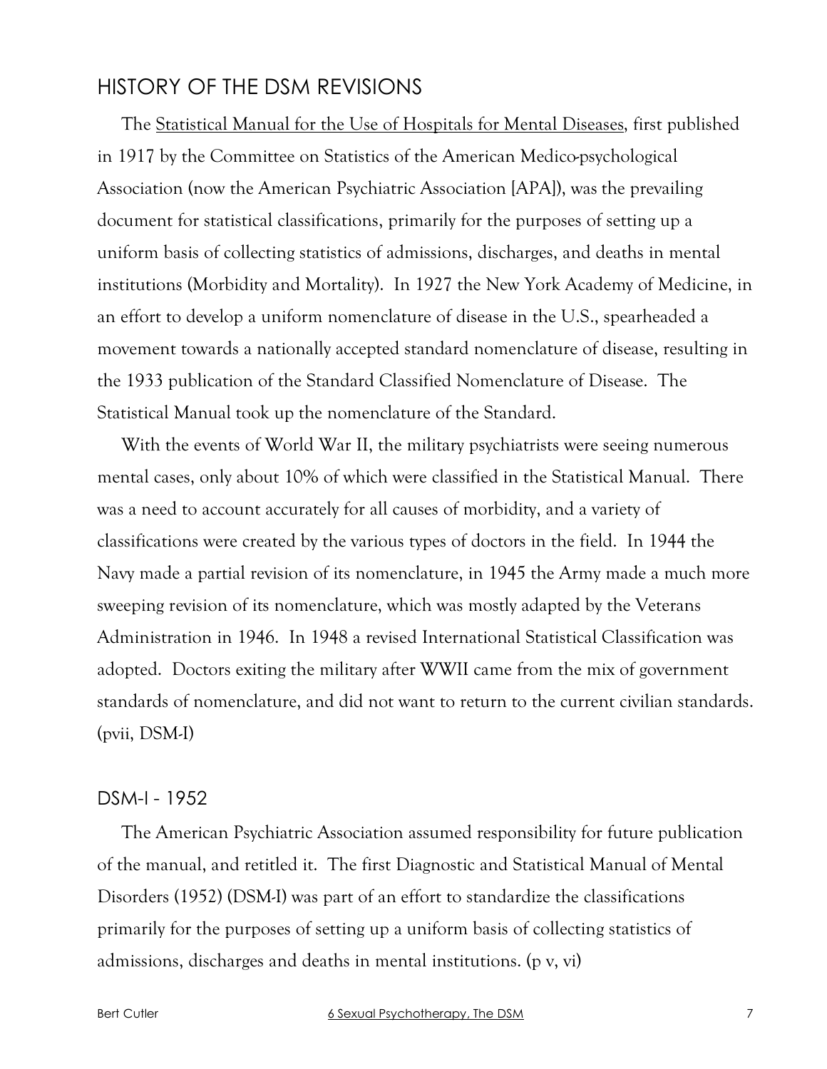## HISTORY OF THE DSM REVISIONS

The Statistical Manual for the Use of Hospitals for Mental Diseases, first published in 1917 by the Committee on Statistics of the American Medico-psychological Association (now the American Psychiatric Association [APA]), was the prevailing document for statistical classifications, primarily for the purposes of setting up a uniform basis of collecting statistics of admissions, discharges, and deaths in mental institutions (Morbidity and Mortality). In 1927 the New York Academy of Medicine, in an effort to develop a uniform nomenclature of disease in the U.S., spearheaded a movement towards a nationally accepted standard nomenclature of disease, resulting in the 1933 publication of the Standard Classified Nomenclature of Disease. The Statistical Manual took up the nomenclature of the Standard.

With the events of World War II, the military psychiatrists were seeing numerous mental cases, only about 10% of which were classified in the Statistical Manual. There was a need to account accurately for all causes of morbidity, and a variety of classifications were created by the various types of doctors in the field. In 1944 the Navy made a partial revision of its nomenclature, in 1945 the Army made a much more sweeping revision of its nomenclature, which was mostly adapted by the Veterans Administration in 1946. In 1948 a revised International Statistical Classification was adopted. Doctors exiting the military after WWII came from the mix of government standards of nomenclature, and did not want to return to the current civilian standards. (pvii, DSM-I)

### DSM-I - 1952

The American Psychiatric Association assumed responsibility for future publication of the manual, and retitled it. The first Diagnostic and Statistical Manual of Mental Disorders (1952) (DSM-I) was part of an effort to standardize the classifications primarily for the purposes of setting up a uniform basis of collecting statistics of admissions, discharges and deaths in mental institutions. (p v, vi)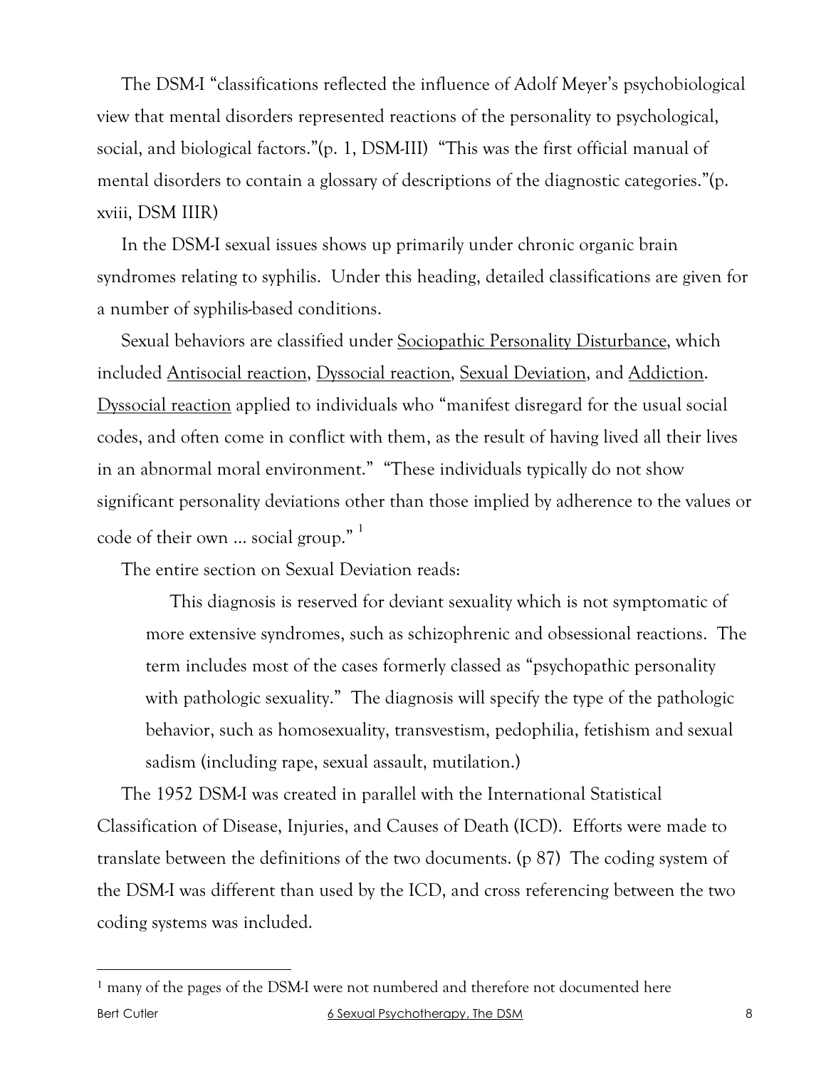The DSM-I "classifications reflected the influence of Adolf Meyer's psychobiological view that mental disorders represented reactions of the personality to psychological, social, and biological factors."(p. 1, DSM-III) "This was the first official manual of mental disorders to contain a glossary of descriptions of the diagnostic categories."(p. xviii, DSM IIIR)

In the DSM-I sexual issues shows up primarily under chronic organic brain syndromes relating to syphilis. Under this heading, detailed classifications are given for a number of syphilis-based conditions.

Sexual behaviors are classified under <u>Sociopathic Personality Disturbance</u>, which included <u>Antisocial reaction</u>, <u>Dyssocial reaction</u>, <u>Sexual Deviation</u>, and <u>Addiction</u>. <u>Dyssocial reaction</u> applied to individuals who "manifest disregard for the usual social codes, and often come in conflict with them, as the result of having lived all their lives in an abnormal moral environment." "These individuals typically do not show significant personality deviations other than those implied by adherence to the values or code of their own ... social group." [1]

The entire section on Sexual Deviation reads:

> This diagnosis is reserved for deviant sexuality which is not symptomatic of more extensive syndromes, such as schizophrenic and obsessional reactions. The term includes most of the cases formerly classed as "psychopathic personality with pathologic sexuality." The diagnosis will specify the type of the pathologic behavior, such as homosexuality, transvestism, pedophilia, fetishism and sexual sadism (including rape, sexual assault, mutilation.)

The 1952 DSM-I was created in parallel with the International Statistical Classification of Disease, Injuries, and Causes of Death (ICD). Efforts were made to translate between the definitions of the two documents. (p 87) The coding system of the DSM-I was different than used by the ICD, and cross referencing between the two coding systems was included.

---

[1] many of the pages of the DSM-I were not numbered and therefore not documented here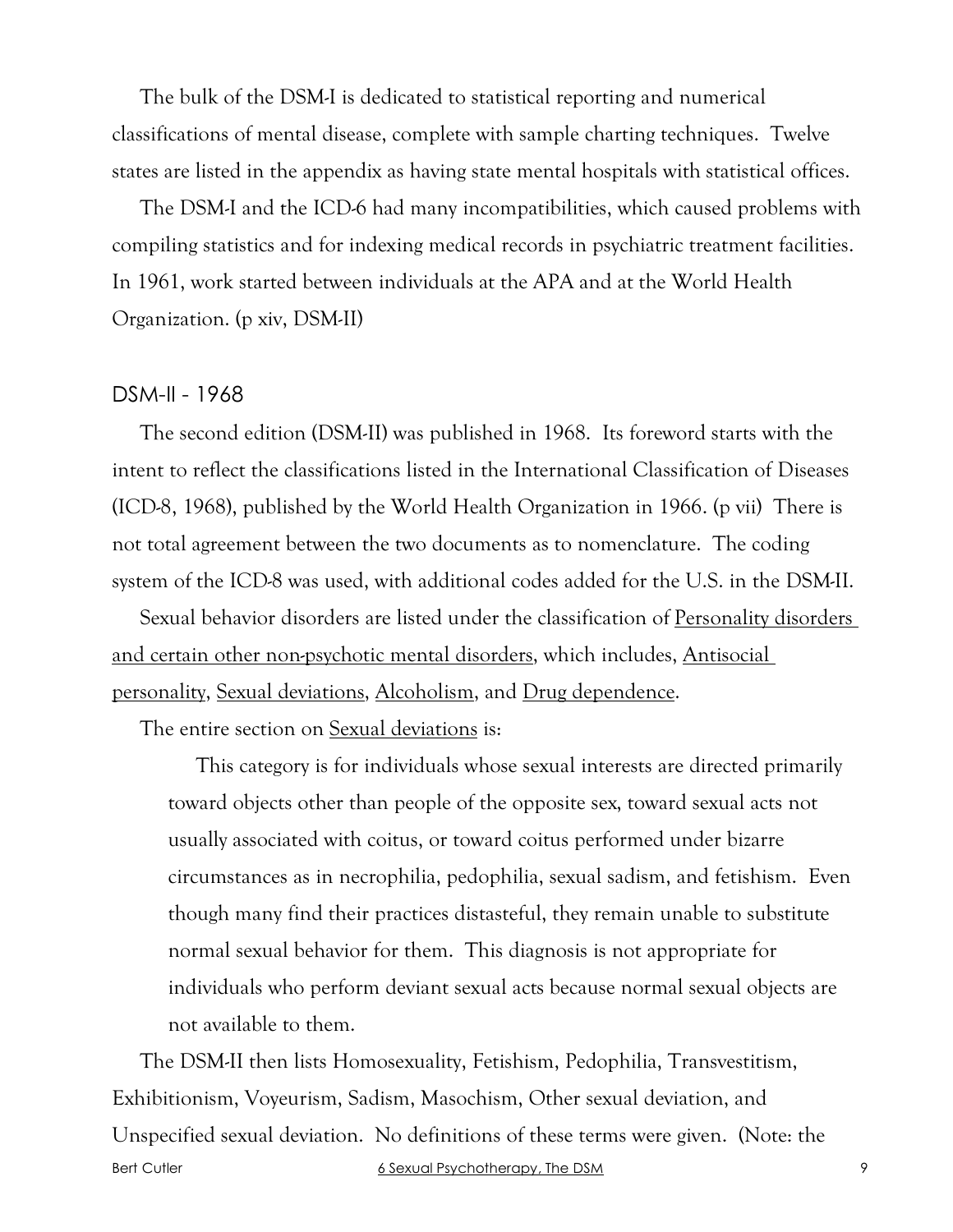The bulk of the DSM-I is dedicated to statistical reporting and numerical classifications of mental disease, complete with sample charting techniques. Twelve states are listed in the appendix as having state mental hospitals with statistical offices.

The DSM-I and the ICD-6 had many incompatibilities, which caused problems with compiling statistics and for indexing medical records in psychiatric treatment facilities. In 1961, work started between individuals at the APA and at the World Health Organization. (p xiv, DSM-II)

## DSM-II - 1968

The second edition (DSM-II) was published in 1968. Its foreword starts with the intent to reflect the classifications listed in the International Classification of Diseases (ICD-8, 1968), published by the World Health Organization in 1966. (p vii) There is not total agreement between the two documents as to nomenclature. The coding system of the ICD-8 was used, with additional codes added for the U.S. in the DSM-II.

Sexual behavior disorders are listed under the classification of <u>Personality disorders and certain other non-psychotic mental disorders</u>, which includes, <u>Antisocial personality</u>, <u>Sexual deviations</u>, <u>Alcoholism</u>, and <u>Drug dependence</u>.

The entire section on <u>Sexual deviations</u> is:

> This category is for individuals whose sexual interests are directed primarily toward objects other than people of the opposite sex, toward sexual acts not usually associated with coitus, or toward coitus performed under bizarre circumstances as in necrophilia, pedophilia, sexual sadism, and fetishism. Even though many find their practices distasteful, they remain unable to substitute normal sexual behavior for them. This diagnosis is not appropriate for individuals who perform deviant sexual acts because normal sexual objects are not available to them.

The DSM-II then lists Homosexuality, Fetishism, Pedophilia, Transvestitism, Exhibitionism, Voyeurism, Sadism, Masochism, Other sexual deviation, and Unspecified sexual deviation. No definitions of these terms were given. (Note: the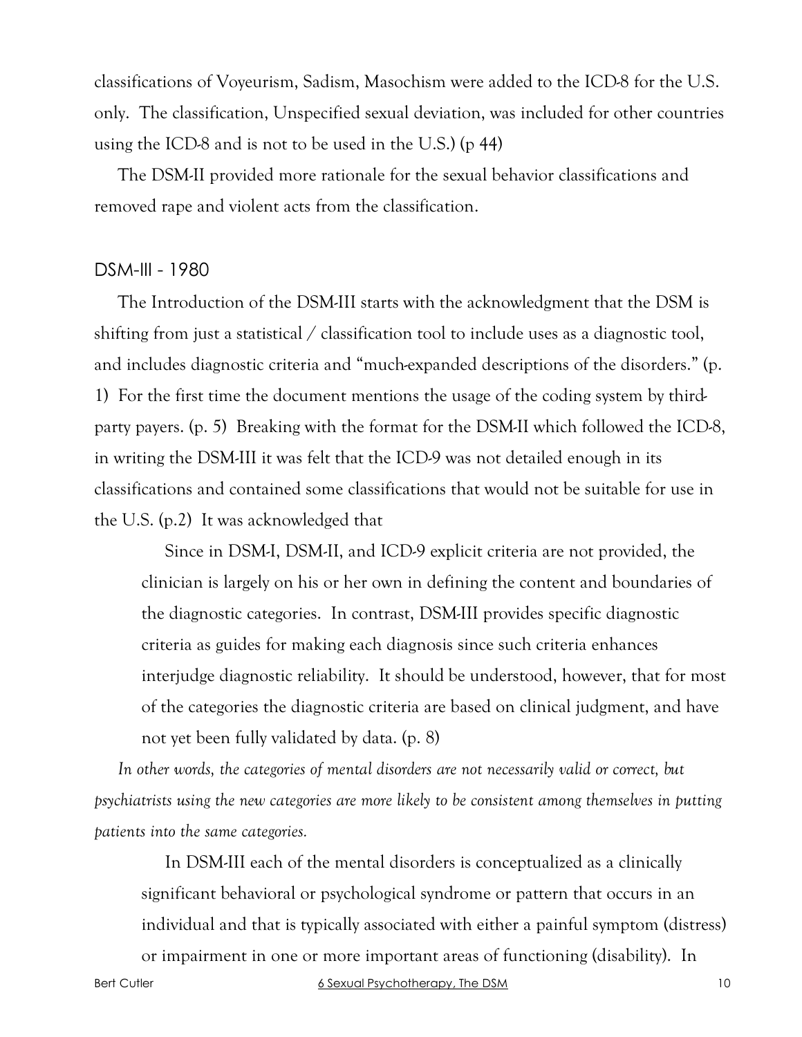classifications of Voyeurism, Sadism, Masochism were added to the ICD-8 for the U.S. only. The classification, Unspecified sexual deviation, was included for other countries using the ICD-8 and is not to be used in the U.S.) (p 44)

The DSM-II provided more rationale for the sexual behavior classifications and removed rape and violent acts from the classification.

## DSM-III - 1980

The Introduction of the DSM-III starts with the acknowledgment that the DSM is shifting from just a statistical / classification tool to include uses as a diagnostic tool, and includes diagnostic criteria and "much-expanded descriptions of the disorders." (p. 1) For the first time the document mentions the usage of the coding system by third-party payers. (p. 5) Breaking with the format for the DSM-II which followed the ICD-8, in writing the DSM-III it was felt that the ICD-9 was not detailed enough in its classifications and contained some classifications that would not be suitable for use in the U.S. (p.2) It was acknowledged that

> Since in DSM-I, DSM-II, and ICD-9 explicit criteria are not provided, the clinician is largely on his or her own in defining the content and boundaries of the diagnostic categories. In contrast, DSM-III provides specific diagnostic criteria as guides for making each diagnosis since such criteria enhances interjudge diagnostic reliability. It should be understood, however, that for most of the categories the diagnostic criteria are based on clinical judgment, and have not yet been fully validated by data. (p. 8)

*In other words, the categories of mental disorders are not necessarily valid or correct, but psychiatrists using the new categories are more likely to be consistent among themselves in putting patients into the same categories.*

> In DSM-III each of the mental disorders is conceptualized as a clinically significant behavioral or psychological syndrome or pattern that occurs in an individual and that is typically associated with either a painful symptom (distress) or impairment in one or more important areas of functioning (disability). In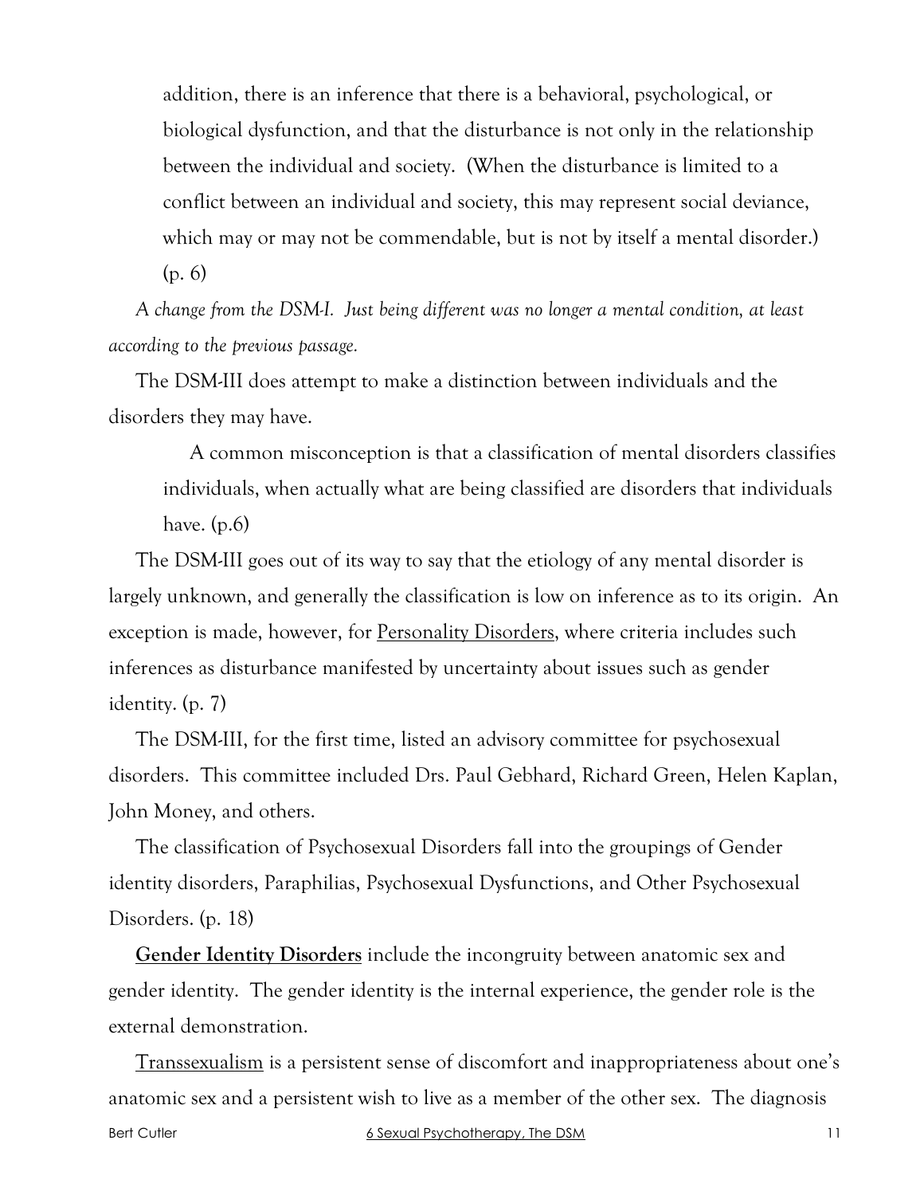> addition, there is an inference that there is a behavioral, psychological, or biological dysfunction, and that the disturbance is not only in the relationship between the individual and society. (When the disturbance is limited to a conflict between an individual and society, this may represent social deviance, which may or may not be commendable, but is not by itself a mental disorder.) (p. 6)

*A change from the DSM-I. Just being different was no longer a mental condition, at least according to the previous passage.*

The DSM-III does attempt to make a distinction between individuals and the disorders they may have.

> A common misconception is that a classification of mental disorders classifies individuals, when actually what are being classified are disorders that individuals have. (p.6)

The DSM-III goes out of its way to say that the etiology of any mental disorder is largely unknown, and generally the classification is low on inference as to its origin. An exception is made, however, for <u>Personality Disorders</u>, where criteria includes such inferences as disturbance manifested by uncertainty about issues such as gender identity. (p. 7)

The DSM-III, for the first time, listed an advisory committee for psychosexual disorders. This committee included Drs. Paul Gebhard, Richard Green, Helen Kaplan, John Money, and others.

The classification of Psychosexual Disorders fall into the groupings of Gender identity disorders, Paraphilias, Psychosexual Dysfunctions, and Other Psychosexual Disorders. (p. 18)

<u>**Gender Identity Disorders**</u> include the incongruity between anatomic sex and gender identity. The gender identity is the internal experience, the gender role is the external demonstration.

<u>Transsexualism</u> is a persistent sense of discomfort and inappropriateness about one's anatomic sex and a persistent wish to live as a member of the other sex. The diagnosis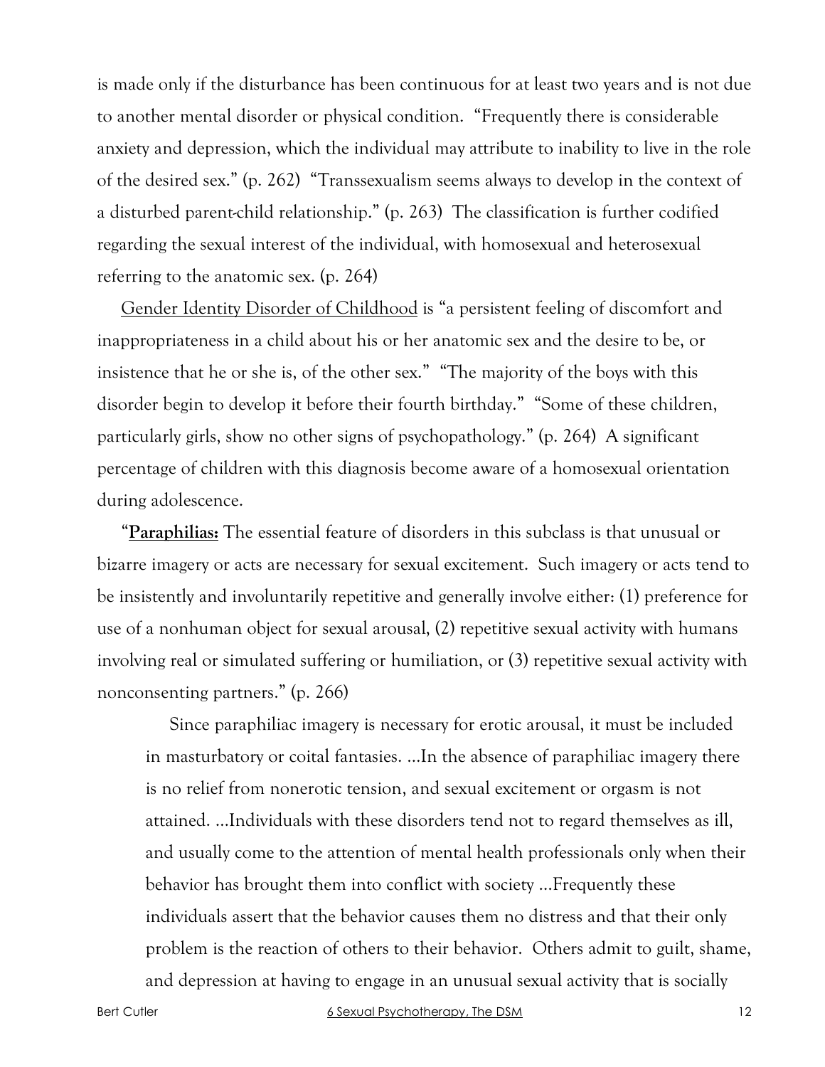is made only if the disturbance has been continuous for at least two years and is not due to another mental disorder or physical condition. "Frequently there is considerable anxiety and depression, which the individual may attribute to inability to live in the role of the desired sex." (p. 262) "Transsexualism seems always to develop in the context of a disturbed parent-child relationship." (p. 263) The classification is further codified regarding the sexual interest of the individual, with homosexual and heterosexual referring to the anatomic sex. (p. 264)

Gender Identity Disorder of Childhood is "a persistent feeling of discomfort and inappropriateness in a child about his or her anatomic sex and the desire to be, or insistence that he or she is, of the other sex." "The majority of the boys with this disorder begin to develop it before their fourth birthday." "Some of these children, particularly girls, show no other signs of psychopathology." (p. 264) A significant percentage of children with this diagnosis become aware of a homosexual orientation during adolescence.

"**Paraphilias:** The essential feature of disorders in this subclass is that unusual or bizarre imagery or acts are necessary for sexual excitement. Such imagery or acts tend to be insistently and involuntarily repetitive and generally involve either: (1) preference for use of a nonhuman object for sexual arousal, (2) repetitive sexual activity with humans involving real or simulated suffering or humiliation, or (3) repetitive sexual activity with nonconsenting partners." (p. 266)

> Since paraphiliac imagery is necessary for erotic arousal, it must be included in masturbatory or coital fantasies. ...In the absence of paraphiliac imagery there is no relief from nonerotic tension, and sexual excitement or orgasm is not attained. ...Individuals with these disorders tend not to regard themselves as ill, and usually come to the attention of mental health professionals only when their behavior has brought them into conflict with society ...Frequently these individuals assert that the behavior causes them no distress and that their only problem is the reaction of others to their behavior. Others admit to guilt, shame, and depression at having to engage in an unusual sexual activity that is socially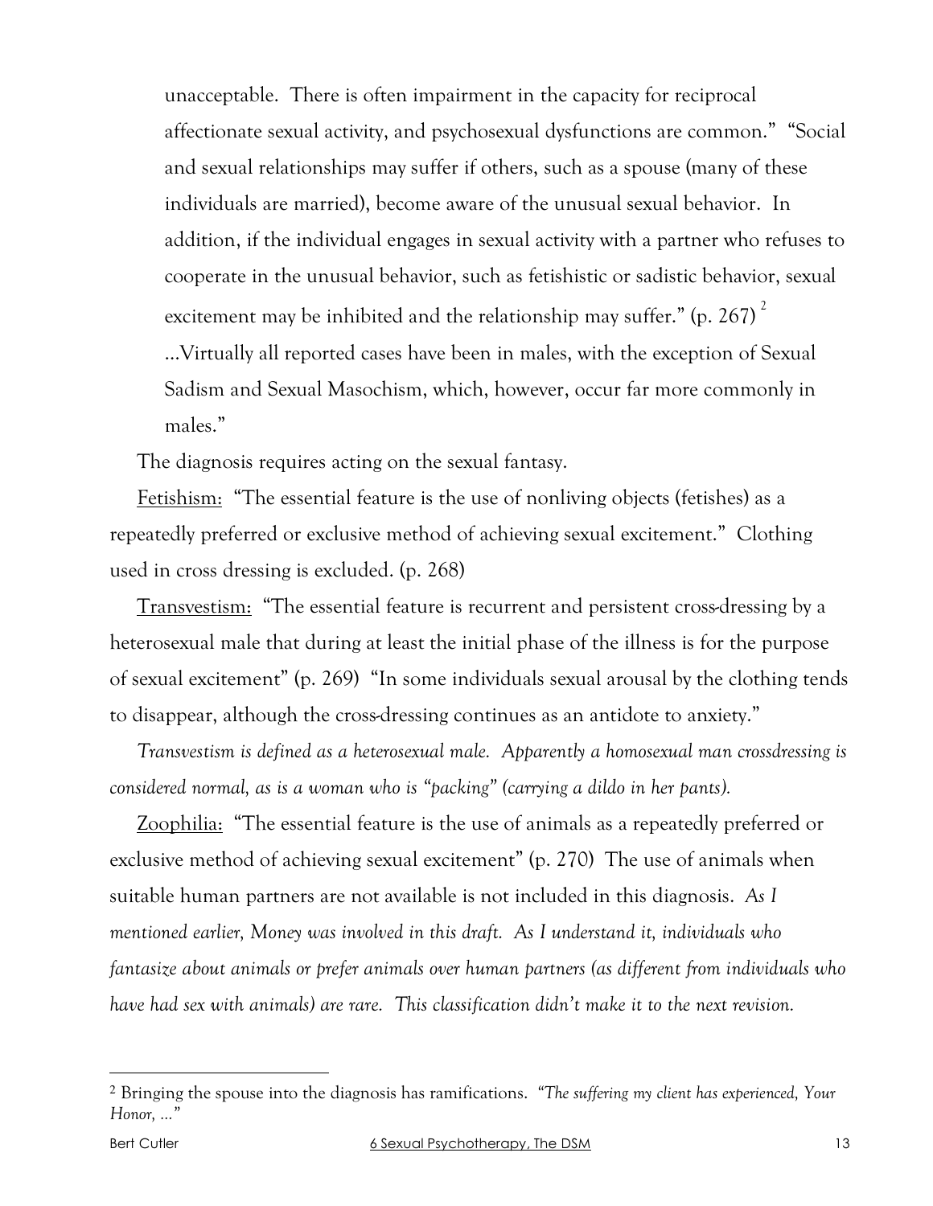unacceptable. There is often impairment in the capacity for reciprocal affectionate sexual activity, and psychosexual dysfunctions are common." "Social and sexual relationships may suffer if others, such as a spouse (many of these individuals are married), become aware of the unusual sexual behavior. In addition, if the individual engages in sexual activity with a partner who refuses to cooperate in the unusual behavior, such as fetishistic or sadistic behavior, sexual excitement may be inhibited and the relationship may suffer." (p. 267) [2]

...Virtually all reported cases have been in males, with the exception of Sexual Sadism and Sexual Masochism, which, however, occur far more commonly in males."

The diagnosis requires acting on the sexual fantasy.

Fetishism: "The essential feature is the use of nonliving objects (fetishes) as a repeatedly preferred or exclusive method of achieving sexual excitement." Clothing used in cross dressing is excluded. (p. 268)

Transvestism: "The essential feature is recurrent and persistent cross-dressing by a heterosexual male that during at least the initial phase of the illness is for the purpose of sexual excitement" (p. 269) "In some individuals sexual arousal by the clothing tends to disappear, although the cross-dressing continues as an antidote to anxiety."

*Transvestism is defined as a heterosexual male. Apparently a homosexual man crossdressing is considered normal, as is a woman who is "packing" (carrying a dildo in her pants).*

Zoophilia: "The essential feature is the use of animals as a repeatedly preferred or exclusive method of achieving sexual excitement" (p. 270) The use of animals when suitable human partners are not available is not included in this diagnosis. *As I mentioned earlier, Money was involved in this draft. As I understand it, individuals who fantasize about animals or prefer animals over human partners (as different from individuals who have had sex with animals) are rare. This classification didn't make it to the next revision.*

---

[2] Bringing the spouse into the diagnosis has ramifications. *"The suffering my client has experienced, Your Honor, ..."*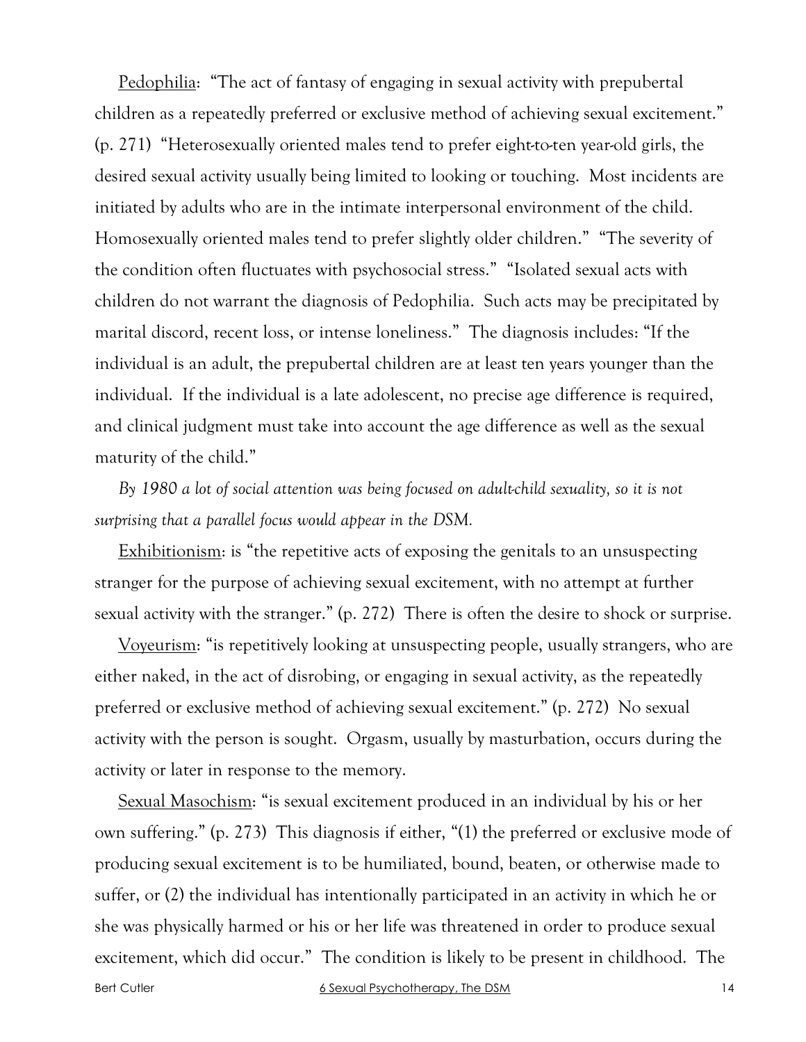<u>Pedophilia</u>: "The act of fantasy of engaging in sexual activity with prepubertal children as a repeatedly preferred or exclusive method of achieving sexual excitement." (p. 271) "Heterosexually oriented males tend to prefer eight-to-ten year-old girls, the desired sexual activity usually being limited to looking or touching. Most incidents are initiated by adults who are in the intimate interpersonal environment of the child. Homosexually oriented males tend to prefer slightly older children." "The severity of the condition often fluctuates with psychosocial stress." "Isolated sexual acts with children do not warrant the diagnosis of Pedophilia. Such acts may be precipitated by marital discord, recent loss, or intense loneliness." The diagnosis includes: "If the individual is an adult, the prepubertal children are at least ten years younger than the individual. If the individual is a late adolescent, no precise age difference is required, and clinical judgment must take into account the age difference as well as the sexual maturity of the child."

*By 1980 a lot of social attention was being focused on adult-child sexuality, so it is not surprising that a parallel focus would appear in the DSM.*

<u>Exhibitionism</u>: is "the repetitive acts of exposing the genitals to an unsuspecting stranger for the purpose of achieving sexual excitement, with no attempt at further sexual activity with the stranger." (p. 272) There is often the desire to shock or surprise.

<u>Voyeurism</u>: "is repetitively looking at unsuspecting people, usually strangers, who are either naked, in the act of disrobing, or engaging in sexual activity, as the repeatedly preferred or exclusive method of achieving sexual excitement." (p. 272) No sexual activity with the person is sought. Orgasm, usually by masturbation, occurs during the activity or later in response to the memory.

<u>Sexual Masochism</u>: "is sexual excitement produced in an individual by his or her own suffering." (p. 273) This diagnosis if either, "(1) the preferred or exclusive mode of producing sexual excitement is to be humiliated, bound, beaten, or otherwise made to suffer, or (2) the individual has intentionally participated in an activity in which he or she was physically harmed or his or her life was threatened in order to produce sexual excitement, which did occur." The condition is likely to be present in childhood. The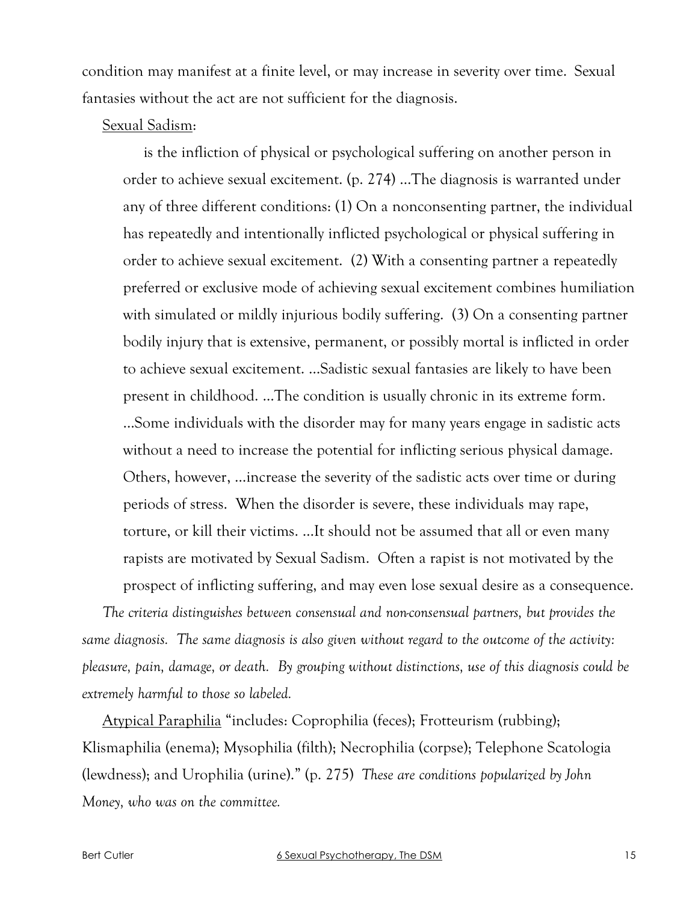condition may manifest at a finite level, or may increase in severity over time. Sexual fantasies without the act are not sufficient for the diagnosis.

Sexual Sadism:

> is the infliction of physical or psychological suffering on another person in order to achieve sexual excitement. (p. 274) ...The diagnosis is warranted under any of three different conditions: (1) On a nonconsenting partner, the individual has repeatedly and intentionally inflicted psychological or physical suffering in order to achieve sexual excitement. (2) With a consenting partner a repeatedly preferred or exclusive mode of achieving sexual excitement combines humiliation with simulated or mildly injurious bodily suffering. (3) On a consenting partner bodily injury that is extensive, permanent, or possibly mortal is inflicted in order to achieve sexual excitement. ...Sadistic sexual fantasies are likely to have been present in childhood. ...The condition is usually chronic in its extreme form. ...Some individuals with the disorder may for many years engage in sadistic acts without a need to increase the potential for inflicting serious physical damage. Others, however, ...increase the severity of the sadistic acts over time or during periods of stress. When the disorder is severe, these individuals may rape, torture, or kill their victims. ...It should not be assumed that all or even many rapists are motivated by Sexual Sadism. Often a rapist is not motivated by the prospect of inflicting suffering, and may even lose sexual desire as a consequence.

*The criteria distinguishes between consensual and non-consensual partners, but provides the same diagnosis. The same diagnosis is also given without regard to the outcome of the activity: pleasure, pain, damage, or death. By grouping without distinctions, use of this diagnosis could be extremely harmful to those so labeled.*

Atypical Paraphilia "includes: Coprophilia (feces); Frotteurism (rubbing); Klismaphilia (enema); Mysophilia (filth); Necrophilia (corpse); Telephone Scatologia (lewdness); and Urophilia (urine)." (p. 275) *These are conditions popularized by John Money, who was on the committee.*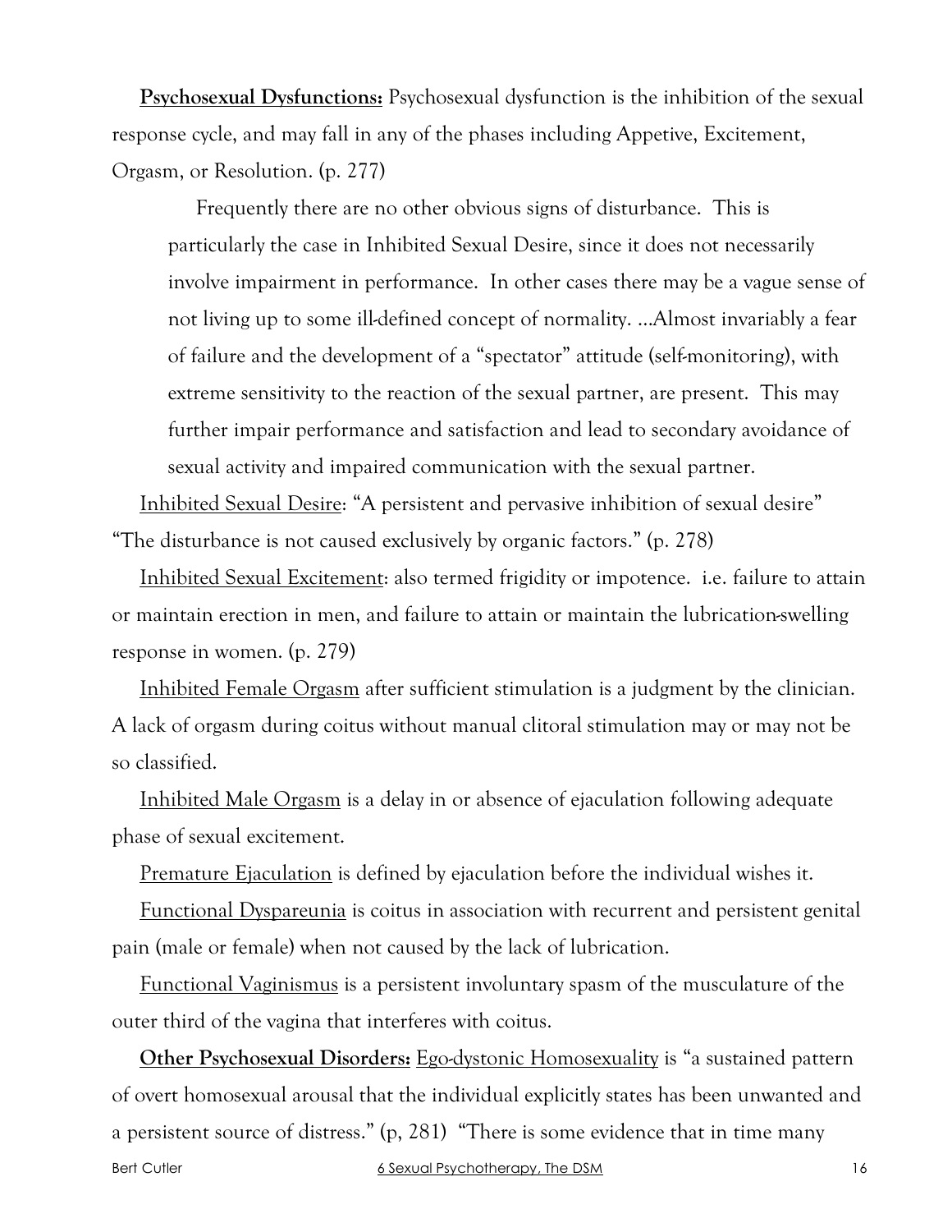**Psychosexual Dysfunctions:** Psychosexual dysfunction is the inhibition of the sexual response cycle, and may fall in any of the phases including Appetive, Excitement, Orgasm, or Resolution. (p. 277)

> Frequently there are no other obvious signs of disturbance. This is particularly the case in Inhibited Sexual Desire, since it does not necessarily involve impairment in performance. In other cases there may be a vague sense of not living up to some ill-defined concept of normality. …Almost invariably a fear of failure and the development of a "spectator" attitude (self-monitoring), with extreme sensitivity to the reaction of the sexual partner, are present. This may further impair performance and satisfaction and lead to secondary avoidance of sexual activity and impaired communication with the sexual partner.

Inhibited Sexual Desire: "A persistent and pervasive inhibition of sexual desire" "The disturbance is not caused exclusively by organic factors." (p. 278)

Inhibited Sexual Excitement: also termed frigidity or impotence. i.e. failure to attain or maintain erection in men, and failure to attain or maintain the lubrication-swelling response in women. (p. 279)

Inhibited Female Orgasm after sufficient stimulation is a judgment by the clinician. A lack of orgasm during coitus without manual clitoral stimulation may or may not be so classified.

Inhibited Male Orgasm is a delay in or absence of ejaculation following adequate phase of sexual excitement.

Premature Ejaculation is defined by ejaculation before the individual wishes it.

Functional Dyspareunia is coitus in association with recurrent and persistent genital pain (male or female) when not caused by the lack of lubrication.

Functional Vaginismus is a persistent involuntary spasm of the musculature of the outer third of the vagina that interferes with coitus.

**Other Psychosexual Disorders:** Ego-dystonic Homosexuality is "a sustained pattern of overt homosexual arousal that the individual explicitly states has been unwanted and a persistent source of distress." (p, 281) "There is some evidence that in time many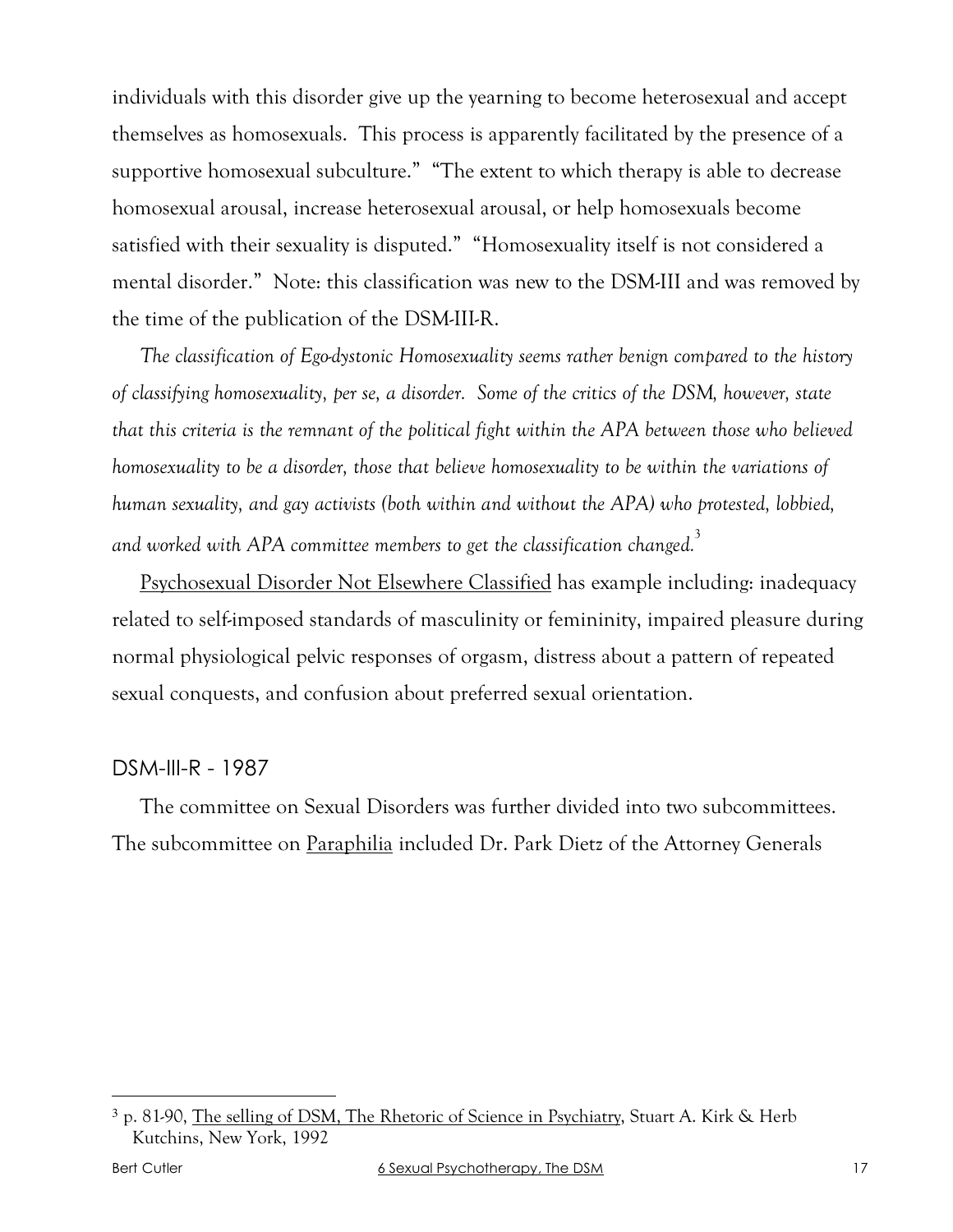individuals with this disorder give up the yearning to become heterosexual and accept themselves as homosexuals. This process is apparently facilitated by the presence of a supportive homosexual subculture." "The extent to which therapy is able to decrease homosexual arousal, increase heterosexual arousal, or help homosexuals become satisfied with their sexuality is disputed." "Homosexuality itself is not considered a mental disorder." Note: this classification was new to the DSM-III and was removed by the time of the publication of the DSM-III-R.

*The classification of Ego-dystonic Homosexuality seems rather benign compared to the history of classifying homosexuality, per se, a disorder. Some of the critics of the DSM, however, state that this criteria is the remnant of the political fight within the APA between those who believed homosexuality to be a disorder, those that believe homosexuality to be within the variations of human sexuality, and gay activists (both within and without the APA) who protested, lobbied, and worked with APA committee members to get the classification changed.*[3]

Psychosexual Disorder Not Elsewhere Classified has example including: inadequacy related to self-imposed standards of masculinity or femininity, impaired pleasure during normal physiological pelvic responses of orgasm, distress about a pattern of repeated sexual conquests, and confusion about preferred sexual orientation.

## DSM-III-R - 1987

The committee on Sexual Disorders was further divided into two subcommittees. The subcommittee on Paraphilia included Dr. Park Dietz of the Attorney Generals

---

[3] p. 81-90, The selling of DSM, The Rhetoric of Science in Psychiatry, Stuart A. Kirk & Herb Kutchins, New York, 1992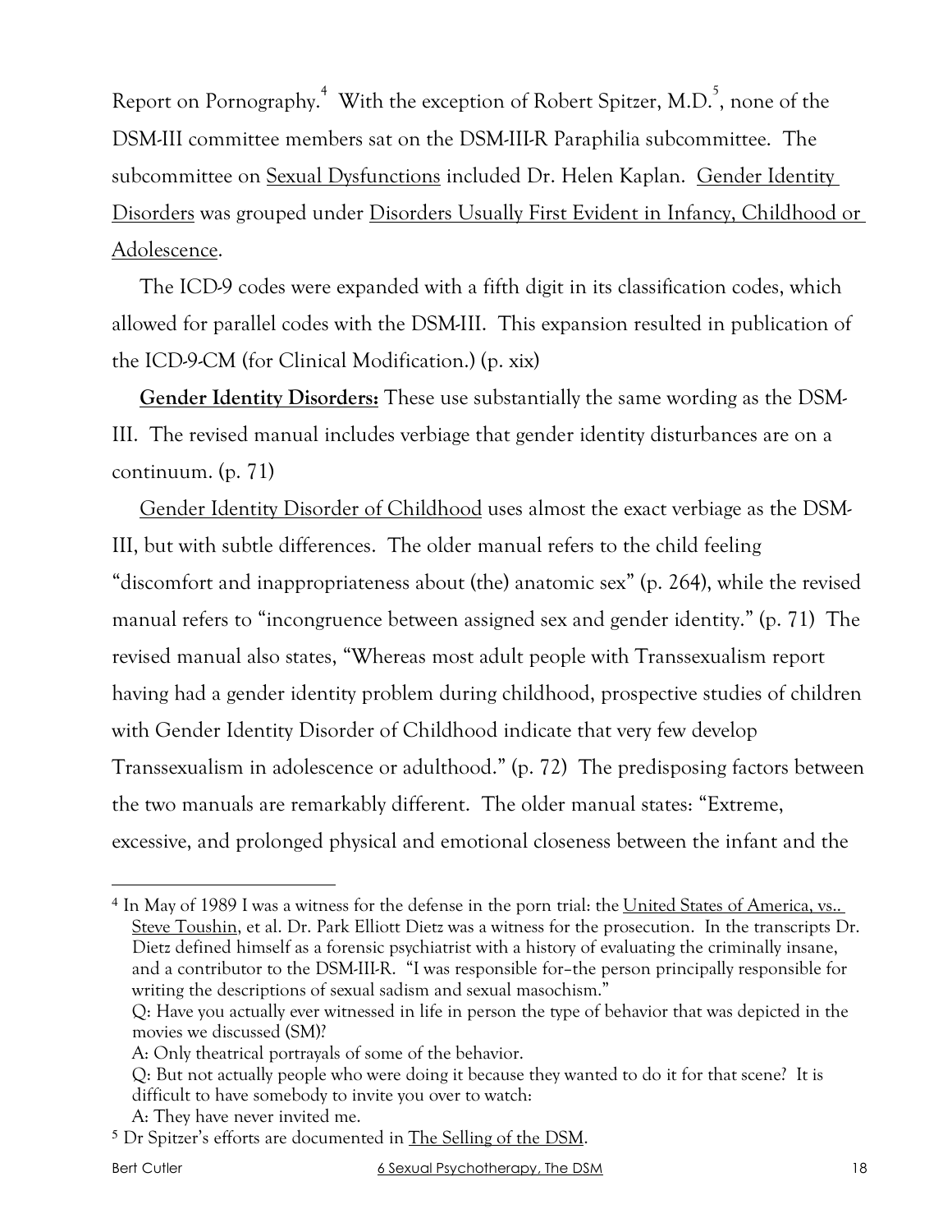Report on Pornography.[4] With the exception of Robert Spitzer, M.D.[5], none of the DSM-III committee members sat on the DSM-III-R Paraphilia subcommittee. The subcommittee on Sexual Dysfunctions included Dr. Helen Kaplan. Gender Identity Disorders was grouped under Disorders Usually First Evident in Infancy, Childhood or Adolescence.

The ICD-9 codes were expanded with a fifth digit in its classification codes, which allowed for parallel codes with the DSM-III. This expansion resulted in publication of the ICD-9-CM (for Clinical Modification.) (p. xix)

**Gender Identity Disorders:** These use substantially the same wording as the DSM-III. The revised manual includes verbiage that gender identity disturbances are on a continuum. (p. 71)

Gender Identity Disorder of Childhood uses almost the exact verbiage as the DSM-III, but with subtle differences. The older manual refers to the child feeling "discomfort and inappropriateness about (the) anatomic sex" (p. 264), while the revised manual refers to "incongruence between assigned sex and gender identity." (p. 71) The revised manual also states, "Whereas most adult people with Transsexualism report having had a gender identity problem during childhood, prospective studies of children with Gender Identity Disorder of Childhood indicate that very few develop Transsexualism in adolescence or adulthood." (p. 72) The predisposing factors between the two manuals are remarkably different. The older manual states: "Extreme, excessive, and prolonged physical and emotional closeness between the infant and the

---

[4] In May of 1989 I was a witness for the defense in the porn trial: the United States of America, vs.. Steve Toushin, et al. Dr. Park Elliott Dietz was a witness for the prosecution. In the transcripts Dr. Dietz defined himself as a forensic psychiatrist with a history of evaluating the criminally insane, and a contributor to the DSM-III-R. "I was responsible for–the person principally responsible for writing the descriptions of sexual sadism and sexual masochism."

Q: Have you actually ever witnessed in life in person the type of behavior that was depicted in the movies we discussed (SM)?

A: Only theatrical portrayals of some of the behavior.

Q: But not actually people who were doing it because they wanted to do it for that scene? It is difficult to have somebody to invite you over to watch:

A: They have never invited me.

[5] Dr Spitzer's efforts are documented in The Selling of the DSM.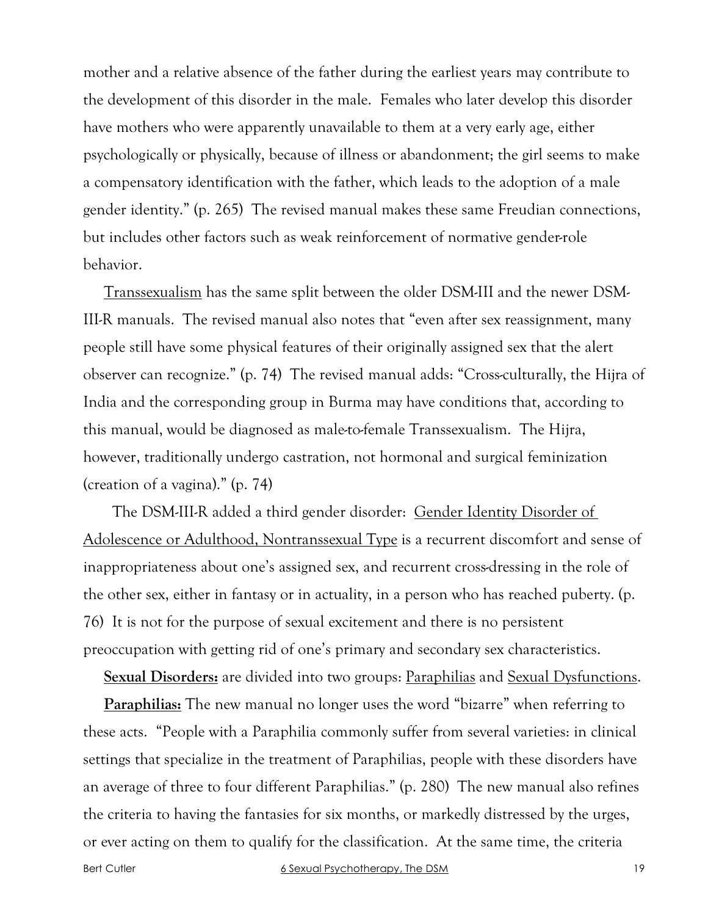mother and a relative absence of the father during the earliest years may contribute to the development of this disorder in the male. Females who later develop this disorder have mothers who were apparently unavailable to them at a very early age, either psychologically or physically, because of illness or abandonment; the girl seems to make a compensatory identification with the father, which leads to the adoption of a male gender identity." (p. 265) The revised manual makes these same Freudian connections, but includes other factors such as weak reinforcement of normative gender-role behavior.

<u>Transsexualism</u> has the same split between the older DSM-III and the newer DSM-III-R manuals. The revised manual also notes that "even after sex reassignment, many people still have some physical features of their originally assigned sex that the alert observer can recognize." (p. 74) The revised manual adds: "Cross-culturally, the Hijra of India and the corresponding group in Burma may have conditions that, according to this manual, would be diagnosed as male-to-female Transsexualism. The Hijra, however, traditionally undergo castration, not hormonal and surgical feminization (creation of a vagina)." (p. 74)

The DSM-III-R added a third gender disorder: <u>Gender Identity Disorder of Adolescence or Adulthood, Nontranssexual Type</u> is a recurrent discomfort and sense of inappropriateness about one's assigned sex, and recurrent cross-dressing in the role of the other sex, either in fantasy or in actuality, in a person who has reached puberty. (p. 76) It is not for the purpose of sexual excitement and there is no persistent preoccupation with getting rid of one's primary and secondary sex characteristics.

**<u>Sexual Disorders:</u>** are divided into two groups: <u>Paraphilias</u> and <u>Sexual Dysfunctions</u>.

**<u>Paraphilias:</u>** The new manual no longer uses the word "bizarre" when referring to these acts. "People with a Paraphilia commonly suffer from several varieties: in clinical settings that specialize in the treatment of Paraphilias, people with these disorders have an average of three to four different Paraphilias." (p. 280) The new manual also refines the criteria to having the fantasies for six months, or markedly distressed by the urges, or ever acting on them to qualify for the classification. At the same time, the criteria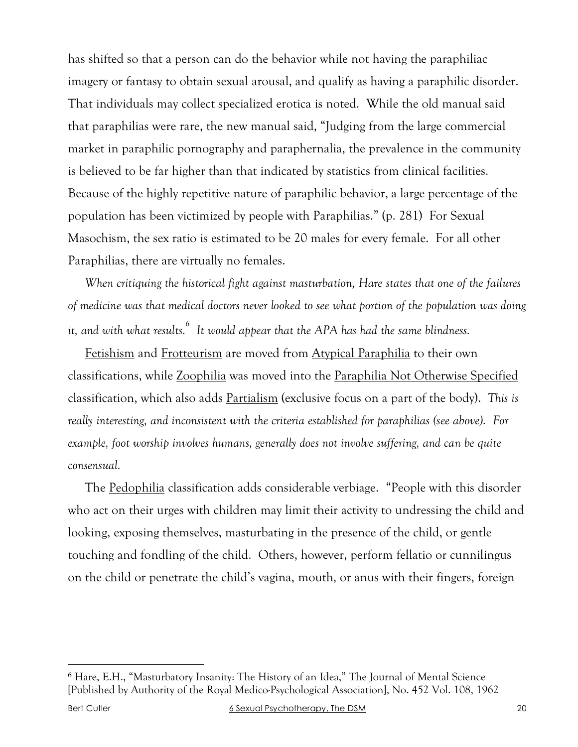has shifted so that a person can do the behavior while not having the paraphiliac imagery or fantasy to obtain sexual arousal, and qualify as having a paraphilic disorder. That individuals may collect specialized erotica is noted. While the old manual said that paraphilias were rare, the new manual said, "Judging from the large commercial market in paraphilic pornography and paraphernalia, the prevalence in the community is believed to be far higher than that indicated by statistics from clinical facilities. Because of the highly repetitive nature of paraphilic behavior, a large percentage of the population has been victimized by people with Paraphilias." (p. 281) For Sexual Masochism, the sex ratio is estimated to be 20 males for every female. For all other Paraphilias, there are virtually no females.

*When critiquing the historical fight against masturbation, Hare states that one of the failures of medicine was that medical doctors never looked to see what portion of the population was doing it, and with what results.*[6] *It would appear that the APA has had the same blindness.*

<u>Fetishism</u> and <u>Frotteurism</u> are moved from <u>Atypical Paraphilia</u> to their own classifications, while <u>Zoophilia</u> was moved into the <u>Paraphilia Not Otherwise Specified</u> classification, which also adds <u>Partialism</u> (exclusive focus on a part of the body). *This is really interesting, and inconsistent with the criteria established for paraphilias (see above). For example, foot worship involves humans, generally does not involve suffering, and can be quite consensual.*

The <u>Pedophilia</u> classification adds considerable verbiage. "People with this disorder who act on their urges with children may limit their activity to undressing the child and looking, exposing themselves, masturbating in the presence of the child, or gentle touching and fondling of the child. Others, however, perform fellatio or cunnilingus on the child or penetrate the child's vagina, mouth, or anus with their fingers, foreign

---

[6] Hare, E.H., "Masturbatory Insanity: The History of an Idea," The Journal of Mental Science [Published by Authority of the Royal Medico-Psychological Association], No. 452 Vol. 108, 1962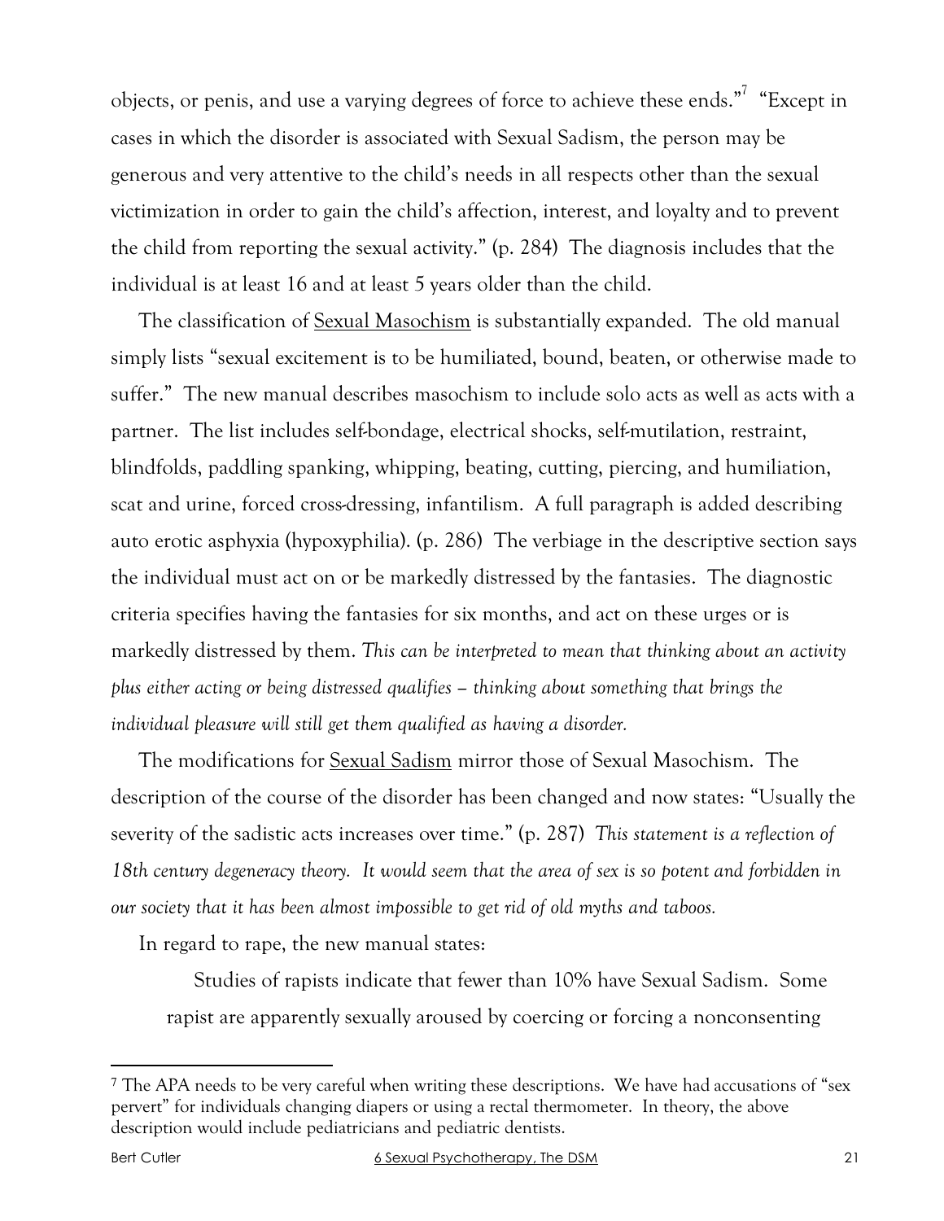objects, or penis, and use a varying degrees of force to achieve these ends."[7] "Except in cases in which the disorder is associated with Sexual Sadism, the person may be generous and very attentive to the child's needs in all respects other than the sexual victimization in order to gain the child's affection, interest, and loyalty and to prevent the child from reporting the sexual activity." (p. 284) The diagnosis includes that the individual is at least 16 and at least 5 years older than the child.

The classification of Sexual Masochism is substantially expanded. The old manual simply lists "sexual excitement is to be humiliated, bound, beaten, or otherwise made to suffer." The new manual describes masochism to include solo acts as well as acts with a partner. The list includes self-bondage, electrical shocks, self-mutilation, restraint, blindfolds, paddling spanking, whipping, beating, cutting, piercing, and humiliation, scat and urine, forced cross-dressing, infantilism. A full paragraph is added describing auto erotic asphyxia (hypoxyphilia). (p. 286) The verbiage in the descriptive section says the individual must act on or be markedly distressed by the fantasies. The diagnostic criteria specifies having the fantasies for six months, and act on these urges or is markedly distressed by them. *This can be interpreted to mean that thinking about an activity plus either acting or being distressed qualifies – thinking about something that brings the individual pleasure will still get them qualified as having a disorder.*

The modifications for Sexual Sadism mirror those of Sexual Masochism. The description of the course of the disorder has been changed and now states: "Usually the severity of the sadistic acts increases over time." (p. 287) *This statement is a reflection of 18th century degeneracy theory. It would seem that the area of sex is so potent and forbidden in our society that it has been almost impossible to get rid of old myths and taboos.*

In regard to rape, the new manual states:

> Studies of rapists indicate that fewer than 10% have Sexual Sadism. Some rapist are apparently sexually aroused by coercing or forcing a nonconsenting

[7] The APA needs to be very careful when writing these descriptions. We have had accusations of "sex pervert" for individuals changing diapers or using a rectal thermometer. In theory, the above description would include pediatricians and pediatric dentists.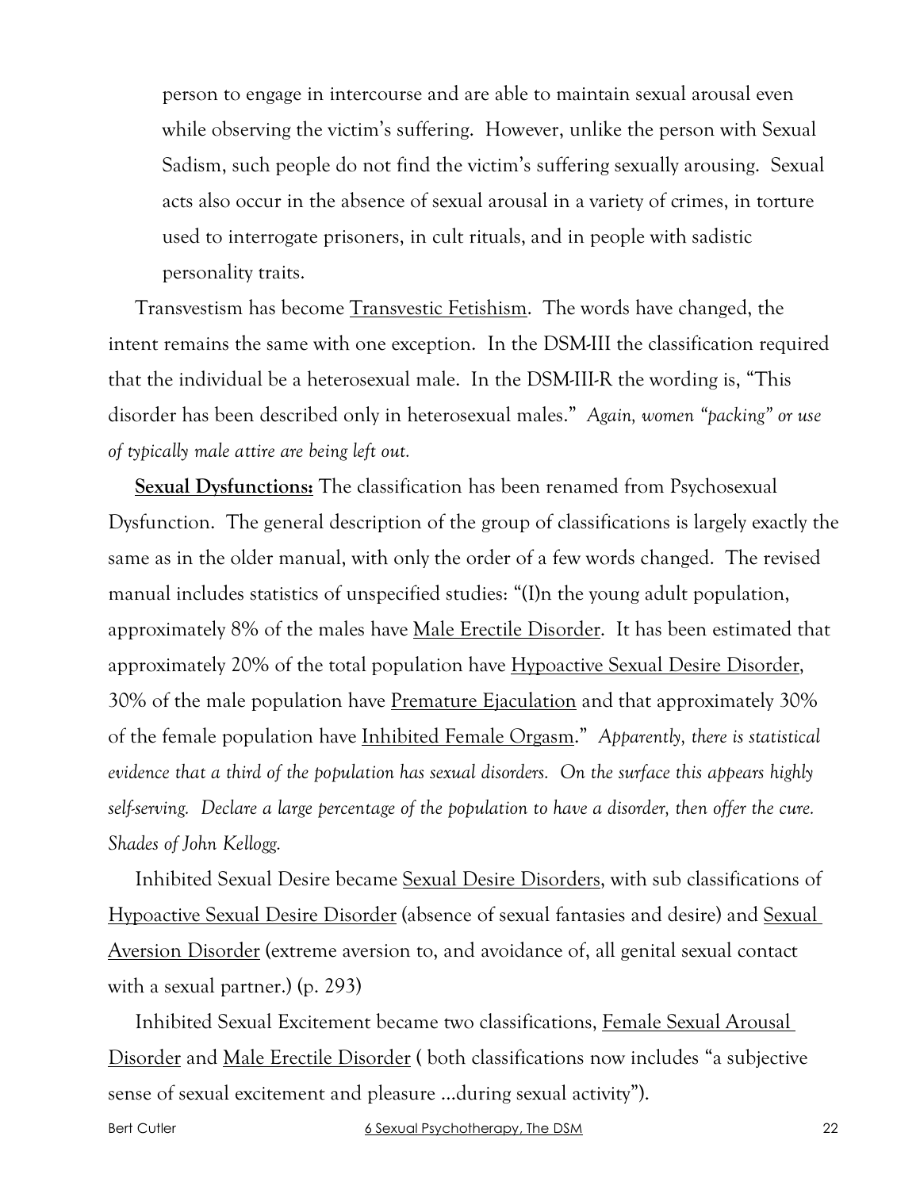person to engage in intercourse and are able to maintain sexual arousal even while observing the victim's suffering. However, unlike the person with Sexual Sadism, such people do not find the victim's suffering sexually arousing. Sexual acts also occur in the absence of sexual arousal in a variety of crimes, in torture used to interrogate prisoners, in cult rituals, and in people with sadistic personality traits.

Transvestism has become Transvestic Fetishism. The words have changed, the intent remains the same with one exception. In the DSM-III the classification required that the individual be a heterosexual male. In the DSM-III-R the wording is, "This disorder has been described only in heterosexual males." *Again, women "packing" or use of typically male attire are being left out.*

**Sexual Dysfunctions:** The classification has been renamed from Psychosexual Dysfunction. The general description of the group of classifications is largely exactly the same as in the older manual, with only the order of a few words changed. The revised manual includes statistics of unspecified studies: "(I)n the young adult population, approximately 8% of the males have Male Erectile Disorder. It has been estimated that approximately 20% of the total population have Hypoactive Sexual Desire Disorder, 30% of the male population have Premature Ejaculation and that approximately 30% of the female population have Inhibited Female Orgasm." *Apparently, there is statistical evidence that a third of the population has sexual disorders. On the surface this appears highly self-serving. Declare a large percentage of the population to have a disorder, then offer the cure. Shades of John Kellogg.*

Inhibited Sexual Desire became Sexual Desire Disorders, with sub classifications of Hypoactive Sexual Desire Disorder (absence of sexual fantasies and desire) and Sexual Aversion Disorder (extreme aversion to, and avoidance of, all genital sexual contact with a sexual partner.) (p. 293)

Inhibited Sexual Excitement became two classifications, Female Sexual Arousal Disorder and Male Erectile Disorder ( both classifications now includes "a subjective sense of sexual excitement and pleasure ...during sexual activity").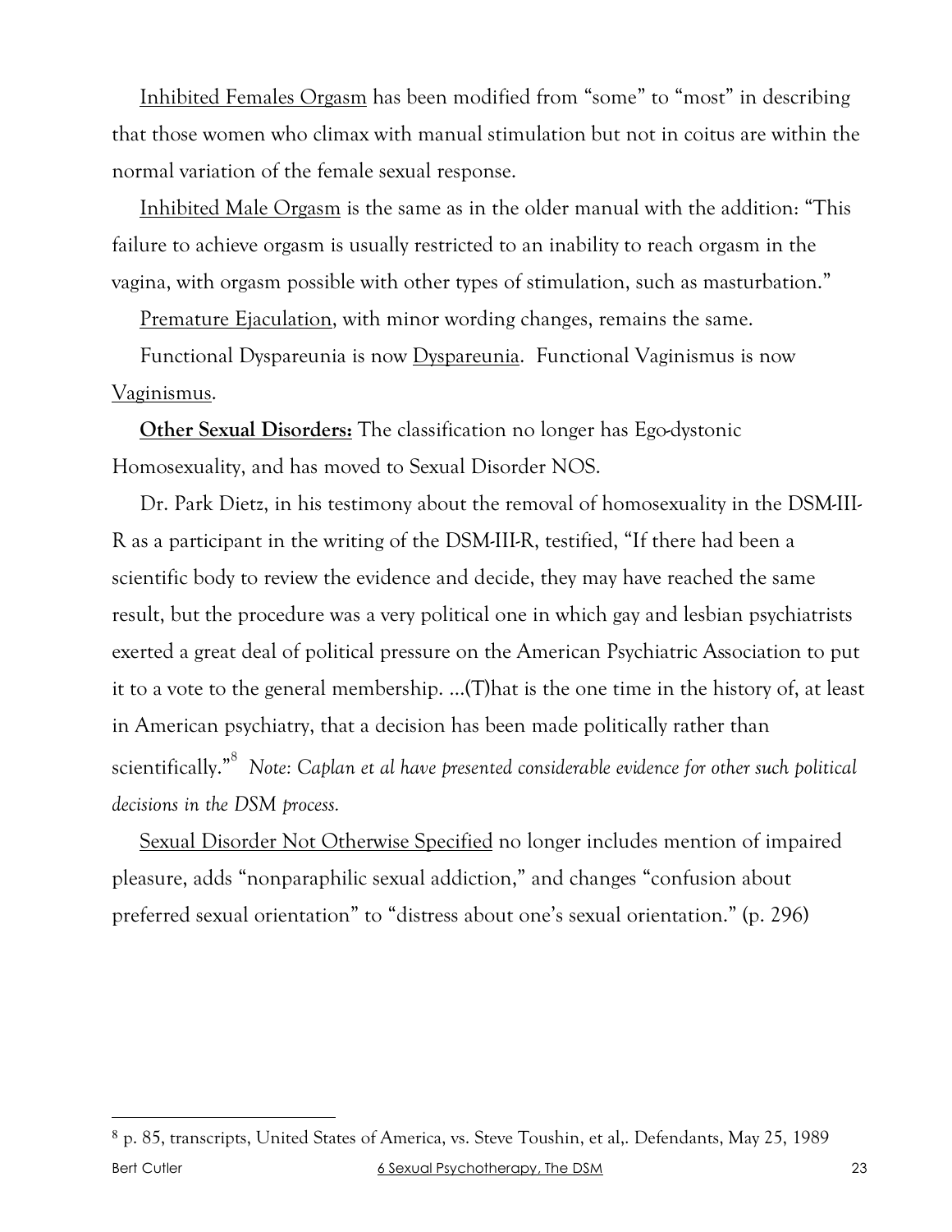Inhibited Females Orgasm has been modified from "some" to "most" in describing that those women who climax with manual stimulation but not in coitus are within the normal variation of the female sexual response.

Inhibited Male Orgasm is the same as in the older manual with the addition: "This failure to achieve orgasm is usually restricted to an inability to reach orgasm in the vagina, with orgasm possible with other types of stimulation, such as masturbation."

Premature Ejaculation, with minor wording changes, remains the same.

Functional Dyspareunia is now Dyspareunia. Functional Vaginismus is now Vaginismus.

**Other Sexual Disorders:** The classification no longer has Ego-dystonic Homosexuality, and has moved to Sexual Disorder NOS.

Dr. Park Dietz, in his testimony about the removal of homosexuality in the DSM-III-R as a participant in the writing of the DSM-III-R, testified, "If there had been a scientific body to review the evidence and decide, they may have reached the same result, but the procedure was a very political one in which gay and lesbian psychiatrists exerted a great deal of political pressure on the American Psychiatric Association to put it to a vote to the general membership. …(T)hat is the one time in the history of, at least in American psychiatry, that a decision has been made politically rather than scientifically."[8] *Note: Caplan et al have presented considerable evidence for other such political decisions in the DSM process.*

Sexual Disorder Not Otherwise Specified no longer includes mention of impaired pleasure, adds "nonparaphilic sexual addiction," and changes "confusion about preferred sexual orientation" to "distress about one's sexual orientation." (p. 296)

---

[8] p. 85, transcripts, United States of America, vs. Steve Toushin, et al,. Defendants, May 25, 1989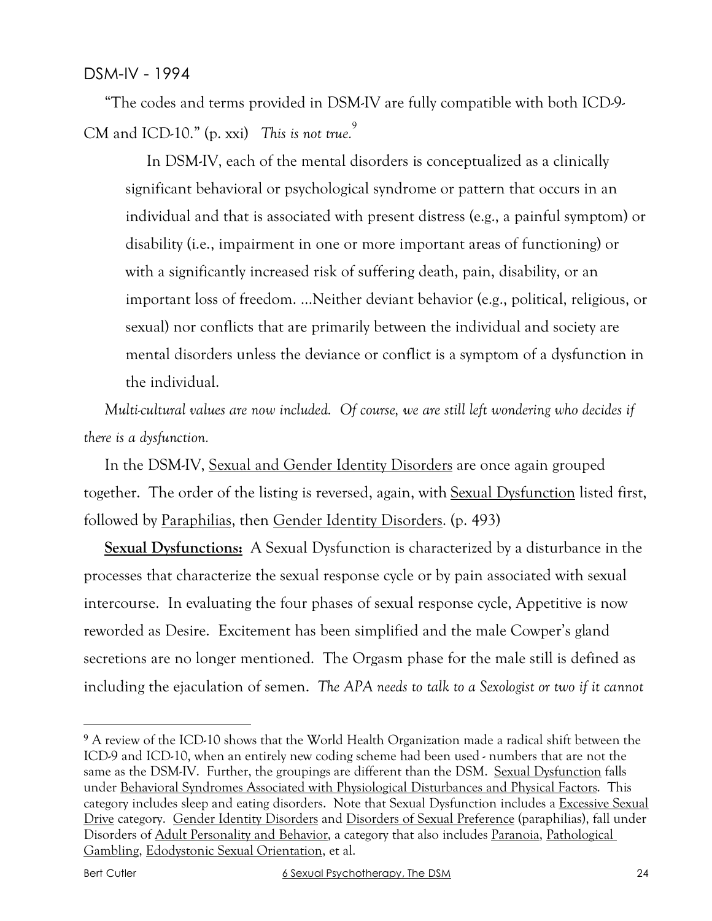## DSM-IV - 1994

"The codes and terms provided in DSM-IV are fully compatible with both ICD-9-CM and ICD-10." (p. xxi) *This is not true.*[9]

> In DSM-IV, each of the mental disorders is conceptualized as a clinically significant behavioral or psychological syndrome or pattern that occurs in an individual and that is associated with present distress (e.g., a painful symptom) or disability (i.e., impairment in one or more important areas of functioning) or with a significantly increased risk of suffering death, pain, disability, or an important loss of freedom. ...Neither deviant behavior (e.g., political, religious, or sexual) nor conflicts that are primarily between the individual and society are mental disorders unless the deviance or conflict is a symptom of a dysfunction in the individual.

*Multi-cultural values are now included. Of course, we are still left wondering who decides if there is a dysfunction.*

In the DSM-IV, Sexual and Gender Identity Disorders are once again grouped together. The order of the listing is reversed, again, with Sexual Dysfunction listed first, followed by Paraphilias, then Gender Identity Disorders. (p. 493)

**Sexual Dysfunctions:** A Sexual Dysfunction is characterized by a disturbance in the processes that characterize the sexual response cycle or by pain associated with sexual intercourse. In evaluating the four phases of sexual response cycle, Appetitive is now reworded as Desire. Excitement has been simplified and the male Cowper's gland secretions are no longer mentioned. The Orgasm phase for the male still is defined as including the ejaculation of semen. *The APA needs to talk to a Sexologist or two if it cannot*

---

[9] A review of the ICD-10 shows that the World Health Organization made a radical shift between the ICD-9 and ICD-10, when an entirely new coding scheme had been used - numbers that are not the same as the DSM-IV. Further, the groupings are different than the DSM. Sexual Dysfunction falls under Behavioral Syndromes Associated with Physiological Disturbances and Physical Factors. This category includes sleep and eating disorders. Note that Sexual Dysfunction includes a Excessive Sexual Drive category. Gender Identity Disorders and Disorders of Sexual Preference (paraphilias), fall under Disorders of Adult Personality and Behavior, a category that also includes Paranoia, Pathological Gambling, Edodystonic Sexual Orientation, et al.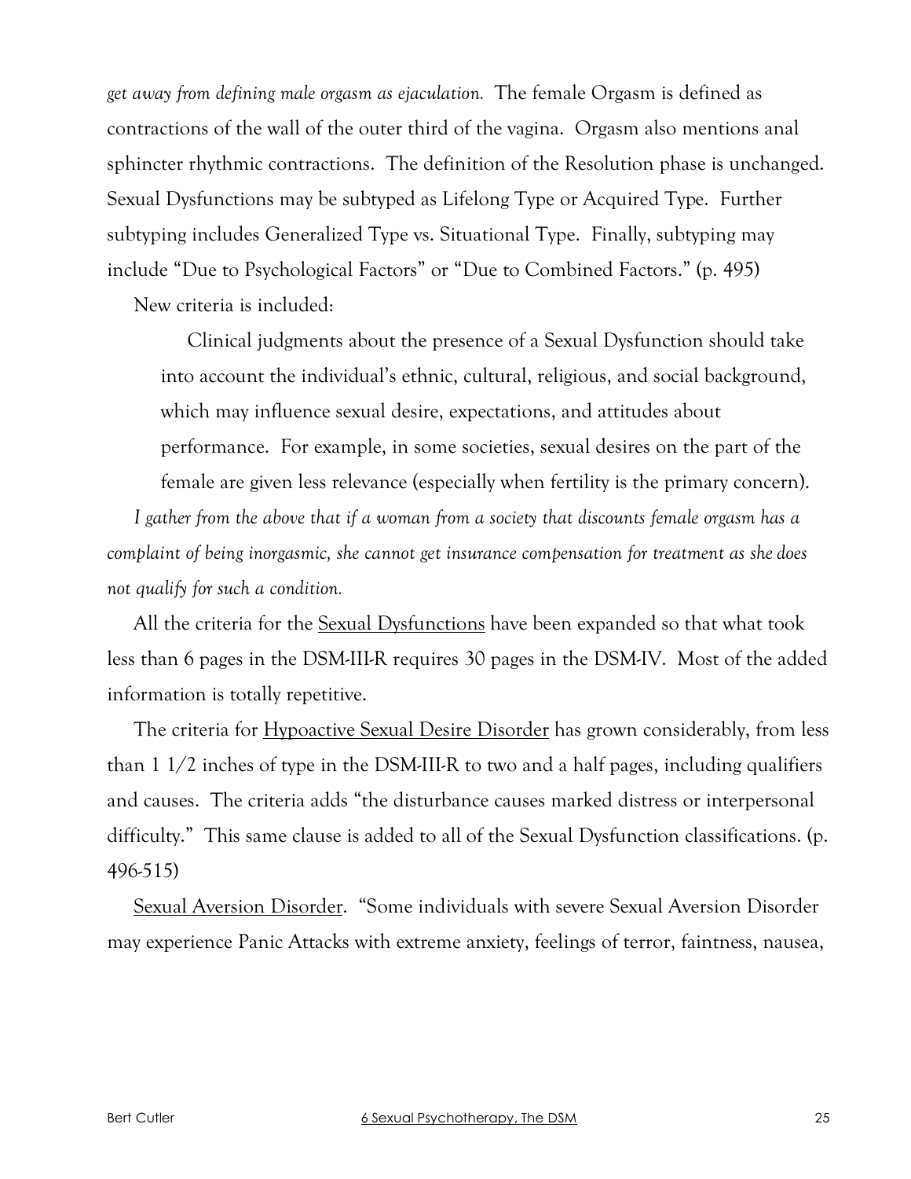*get away from defining male orgasm as ejaculation.* The female Orgasm is defined as contractions of the wall of the outer third of the vagina. Orgasm also mentions anal sphincter rhythmic contractions. The definition of the Resolution phase is unchanged. Sexual Dysfunctions may be subtyped as Lifelong Type or Acquired Type. Further subtyping includes Generalized Type vs. Situational Type. Finally, subtyping may include "Due to Psychological Factors" or "Due to Combined Factors." (p. 495)

New criteria is included:

> Clinical judgments about the presence of a Sexual Dysfunction should take into account the individual's ethnic, cultural, religious, and social background, which may influence sexual desire, expectations, and attitudes about performance. For example, in some societies, sexual desires on the part of the female are given less relevance (especially when fertility is the primary concern).

*I gather from the above that if a woman from a society that discounts female orgasm has a complaint of being inorgasmic, she cannot get insurance compensation for treatment as she does not qualify for such a condition.*

All the criteria for the <u>Sexual Dysfunctions</u> have been expanded so that what took less than 6 pages in the DSM-III-R requires 30 pages in the DSM-IV. Most of the added information is totally repetitive.

The criteria for <u>Hypoactive Sexual Desire Disorder</u> has grown considerably, from less than 1 1/2 inches of type in the DSM-III-R to two and a half pages, including qualifiers and causes. The criteria adds "the disturbance causes marked distress or interpersonal difficulty." This same clause is added to all of the Sexual Dysfunction classifications. (p. 496-515)

<u>Sexual Aversion Disorder</u>. "Some individuals with severe Sexual Aversion Disorder may experience Panic Attacks with extreme anxiety, feelings of terror, faintness, nausea,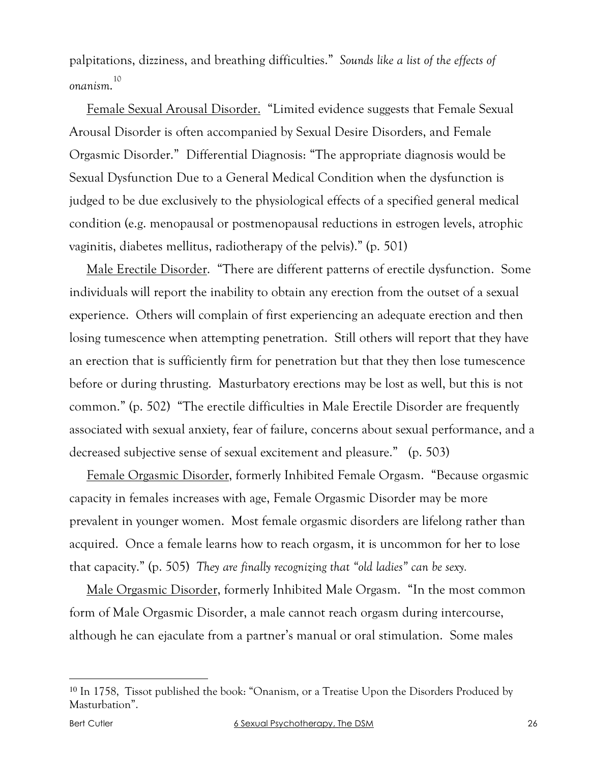palpitations, dizziness, and breathing difficulties." *Sounds like a list of the effects of onanism.*[10]

<u>Female Sexual Arousal Disorder.</u> "Limited evidence suggests that Female Sexual Arousal Disorder is often accompanied by Sexual Desire Disorders, and Female Orgasmic Disorder." Differential Diagnosis: "The appropriate diagnosis would be Sexual Dysfunction Due to a General Medical Condition when the dysfunction is judged to be due exclusively to the physiological effects of a specified general medical condition (e.g. menopausal or postmenopausal reductions in estrogen levels, atrophic vaginitis, diabetes mellitus, radiotherapy of the pelvis)." (p. 501)

<u>Male Erectile Disorder</u>. "There are different patterns of erectile dysfunction. Some individuals will report the inability to obtain any erection from the outset of a sexual experience. Others will complain of first experiencing an adequate erection and then losing tumescence when attempting penetration. Still others will report that they have an erection that is sufficiently firm for penetration but that they then lose tumescence before or during thrusting. Masturbatory erections may be lost as well, but this is not common." (p. 502) "The erectile difficulties in Male Erectile Disorder are frequently associated with sexual anxiety, fear of failure, concerns about sexual performance, and a decreased subjective sense of sexual excitement and pleasure." (p. 503)

<u>Female Orgasmic Disorder</u>, formerly Inhibited Female Orgasm. "Because orgasmic capacity in females increases with age, Female Orgasmic Disorder may be more prevalent in younger women. Most female orgasmic disorders are lifelong rather than acquired. Once a female learns how to reach orgasm, it is uncommon for her to lose that capacity." (p. 505) *They are finally recognizing that "old ladies" can be sexy.*

<u>Male Orgasmic Disorder</u>, formerly Inhibited Male Orgasm. "In the most common form of Male Orgasmic Disorder, a male cannot reach orgasm during intercourse, although he can ejaculate from a partner's manual or oral stimulation. Some males

---

[10] In 1758, Tissot published the book: "Onanism, or a Treatise Upon the Disorders Produced by Masturbation".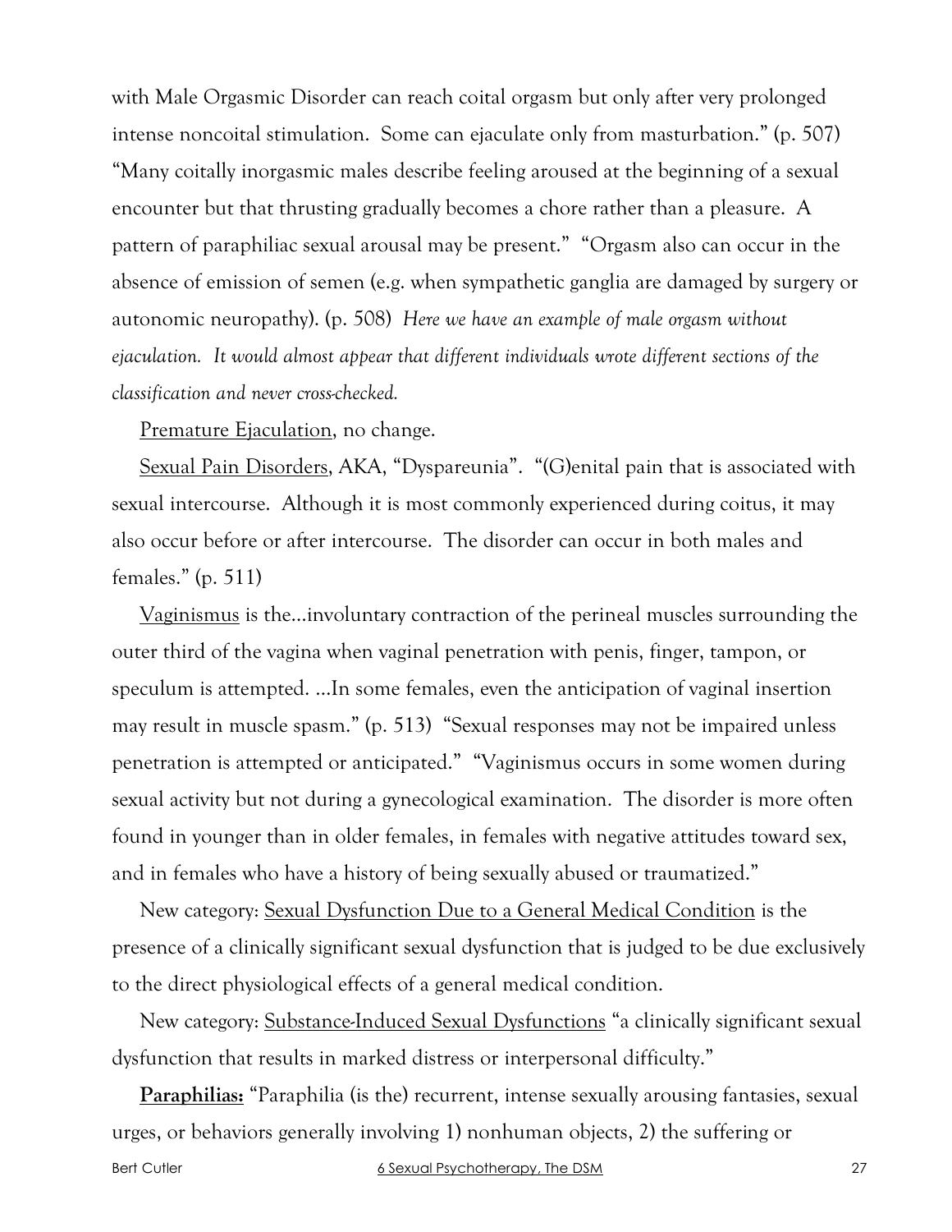with Male Orgasmic Disorder can reach coital orgasm but only after very prolonged intense noncoital stimulation. Some can ejaculate only from masturbation." (p. 507) "Many coitally inorgasmic males describe feeling aroused at the beginning of a sexual encounter but that thrusting gradually becomes a chore rather than a pleasure. A pattern of paraphiliac sexual arousal may be present." "Orgasm also can occur in the absence of emission of semen (e.g. when sympathetic ganglia are damaged by surgery or autonomic neuropathy). (p. 508) *Here we have an example of male orgasm without ejaculation. It would almost appear that different individuals wrote different sections of the classification and never cross-checked.*

Premature Ejaculation, no change.

Sexual Pain Disorders, AKA, "Dyspareunia". "(G)enital pain that is associated with sexual intercourse. Although it is most commonly experienced during coitus, it may also occur before or after intercourse. The disorder can occur in both males and females." (p. 511)

Vaginismus is the…involuntary contraction of the perineal muscles surrounding the outer third of the vagina when vaginal penetration with penis, finger, tampon, or speculum is attempted. …In some females, even the anticipation of vaginal insertion may result in muscle spasm." (p. 513) "Sexual responses may not be impaired unless penetration is attempted or anticipated." "Vaginismus occurs in some women during sexual activity but not during a gynecological examination. The disorder is more often found in younger than in older females, in females with negative attitudes toward sex, and in females who have a history of being sexually abused or traumatized."

New category: Sexual Dysfunction Due to a General Medical Condition is the presence of a clinically significant sexual dysfunction that is judged to be due exclusively to the direct physiological effects of a general medical condition.

New category: Substance-Induced Sexual Dysfunctions "a clinically significant sexual dysfunction that results in marked distress or interpersonal difficulty."

**Paraphilias:** "Paraphilia (is the) recurrent, intense sexually arousing fantasies, sexual urges, or behaviors generally involving 1) nonhuman objects, 2) the suffering or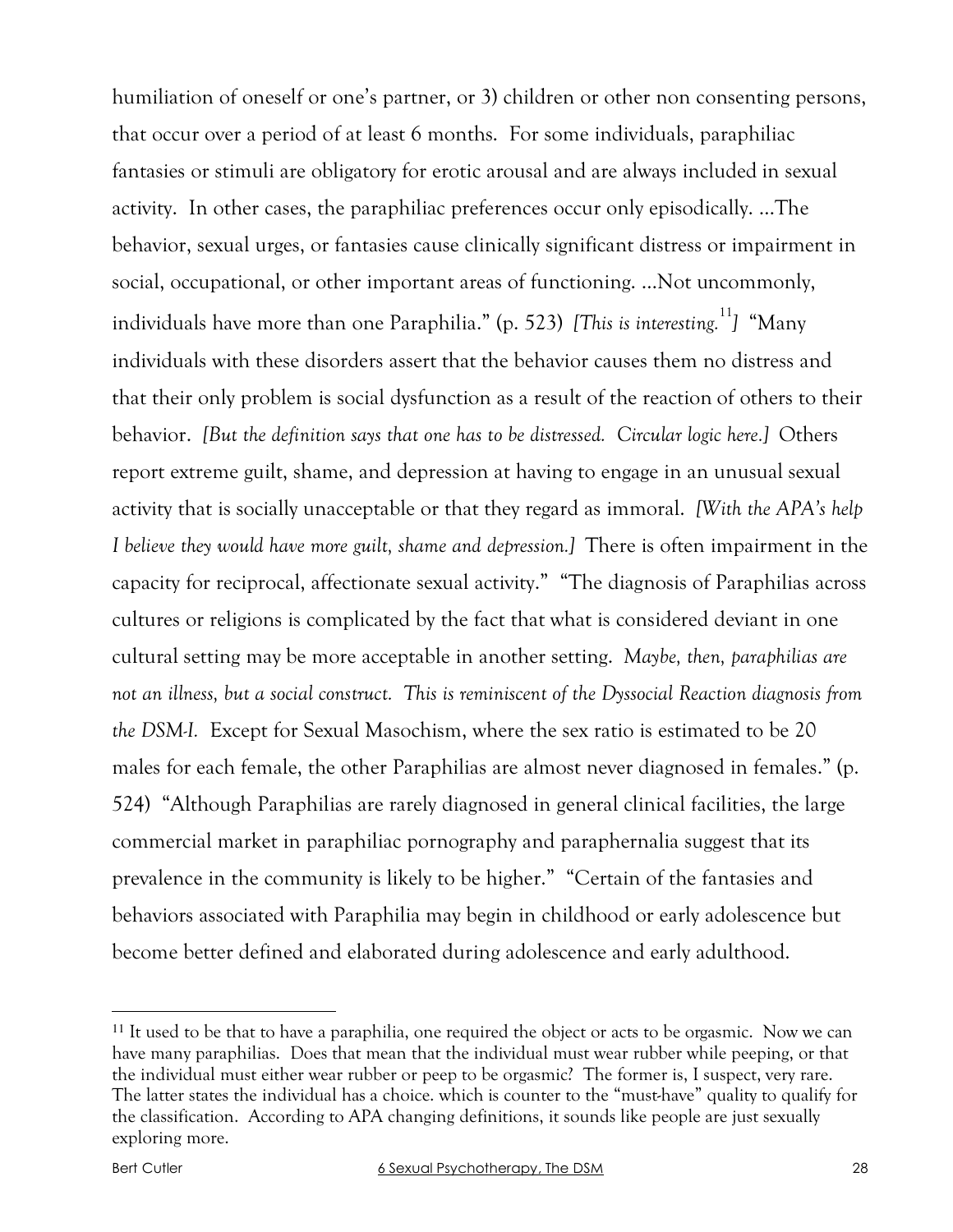humiliation of oneself or one's partner, or 3) children or other non consenting persons, that occur over a period of at least 6 months. For some individuals, paraphiliac fantasies or stimuli are obligatory for erotic arousal and are always included in sexual activity. In other cases, the paraphiliac preferences occur only episodically. …The behavior, sexual urges, or fantasies cause clinically significant distress or impairment in social, occupational, or other important areas of functioning. …Not uncommonly, individuals have more than one Paraphilia." (p. 523) *[This is interesting.[11]]* "Many individuals with these disorders assert that the behavior causes them no distress and that their only problem is social dysfunction as a result of the reaction of others to their behavior. *[But the definition says that one has to be distressed. Circular logic here.]* Others report extreme guilt, shame, and depression at having to engage in an unusual sexual activity that is socially unacceptable or that they regard as immoral. *[With the APA's help I believe they would have more guilt, shame and depression.]* There is often impairment in the capacity for reciprocal, affectionate sexual activity." "The diagnosis of Paraphilias across cultures or religions is complicated by the fact that what is considered deviant in one cultural setting may be more acceptable in another setting. *Maybe, then, paraphilias are not an illness, but a social construct. This is reminiscent of the Dyssocial Reaction diagnosis from the DSM-I.* Except for Sexual Masochism, where the sex ratio is estimated to be 20 males for each female, the other Paraphilias are almost never diagnosed in females." (p. 524) "Although Paraphilias are rarely diagnosed in general clinical facilities, the large commercial market in paraphiliac pornography and paraphernalia suggest that its prevalence in the community is likely to be higher." "Certain of the fantasies and behaviors associated with Paraphilia may begin in childhood or early adolescence but become better defined and elaborated during adolescence and early adulthood.

---

[11] It used to be that to have a paraphilia, one required the object or acts to be orgasmic. Now we can have many paraphilias. Does that mean that the individual must wear rubber while peeping, or that the individual must either wear rubber or peep to be orgasmic? The former is, I suspect, very rare. The latter states the individual has a choice. which is counter to the "must-have" quality to qualify for the classification. According to APA changing definitions, it sounds like people are just sexually exploring more.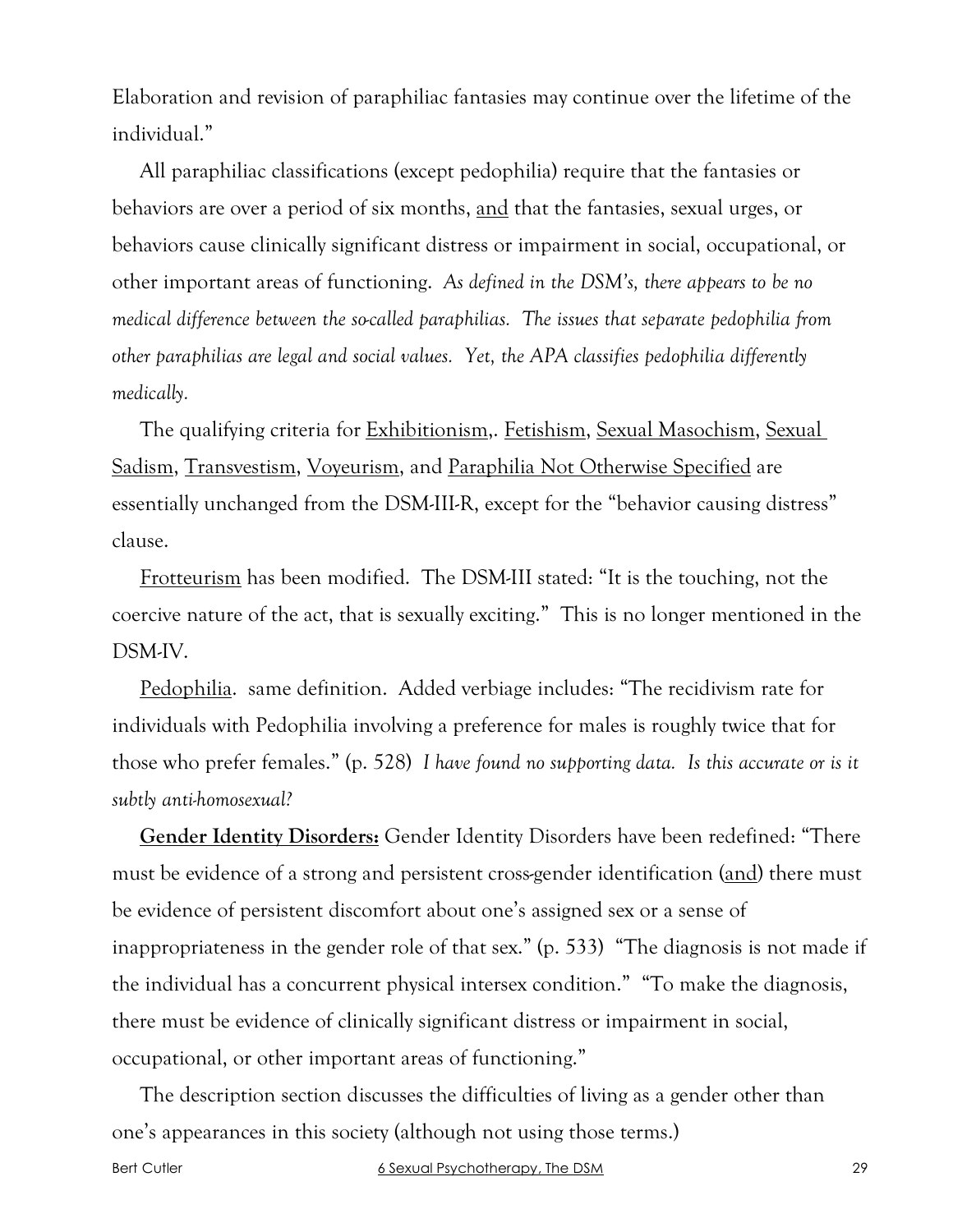Elaboration and revision of paraphiliac fantasies may continue over the lifetime of the individual."

All paraphiliac classifications (except pedophilia) require that the fantasies or behaviors are over a period of six months, <u>and</u> that the fantasies, sexual urges, or behaviors cause clinically significant distress or impairment in social, occupational, or other important areas of functioning. *As defined in the DSM's, there appears to be no medical difference between the so-called paraphilias. The issues that separate pedophilia from other paraphilias are legal and social values. Yet, the APA classifies pedophilia differently medically.*

The qualifying criteria for <u>Exhibitionism</u>,. <u>Fetishism</u>, <u>Sexual Masochism</u>, <u>Sexual Sadism</u>, <u>Transvestism</u>, <u>Voyeurism</u>, and <u>Paraphilia Not Otherwise Specified</u> are essentially unchanged from the DSM-III-R, except for the "behavior causing distress" clause.

<u>Frotteurism</u> has been modified. The DSM-III stated: "It is the touching, not the coercive nature of the act, that is sexually exciting." This is no longer mentioned in the DSM-IV.

<u>Pedophilia</u>. same definition. Added verbiage includes: "The recidivism rate for individuals with Pedophilia involving a preference for males is roughly twice that for those who prefer females." (p. 528) *I have found no supporting data. Is this accurate or is it subtly anti-homosexual?*

**<u>Gender Identity Disorders:</u>** Gender Identity Disorders have been redefined: "There must be evidence of a strong and persistent cross-gender identification (<u>and</u>) there must be evidence of persistent discomfort about one's assigned sex or a sense of inappropriateness in the gender role of that sex." (p. 533) "The diagnosis is not made if the individual has a concurrent physical intersex condition." "To make the diagnosis, there must be evidence of clinically significant distress or impairment in social, occupational, or other important areas of functioning."

The description section discusses the difficulties of living as a gender other than one's appearances in this society (although not using those terms.)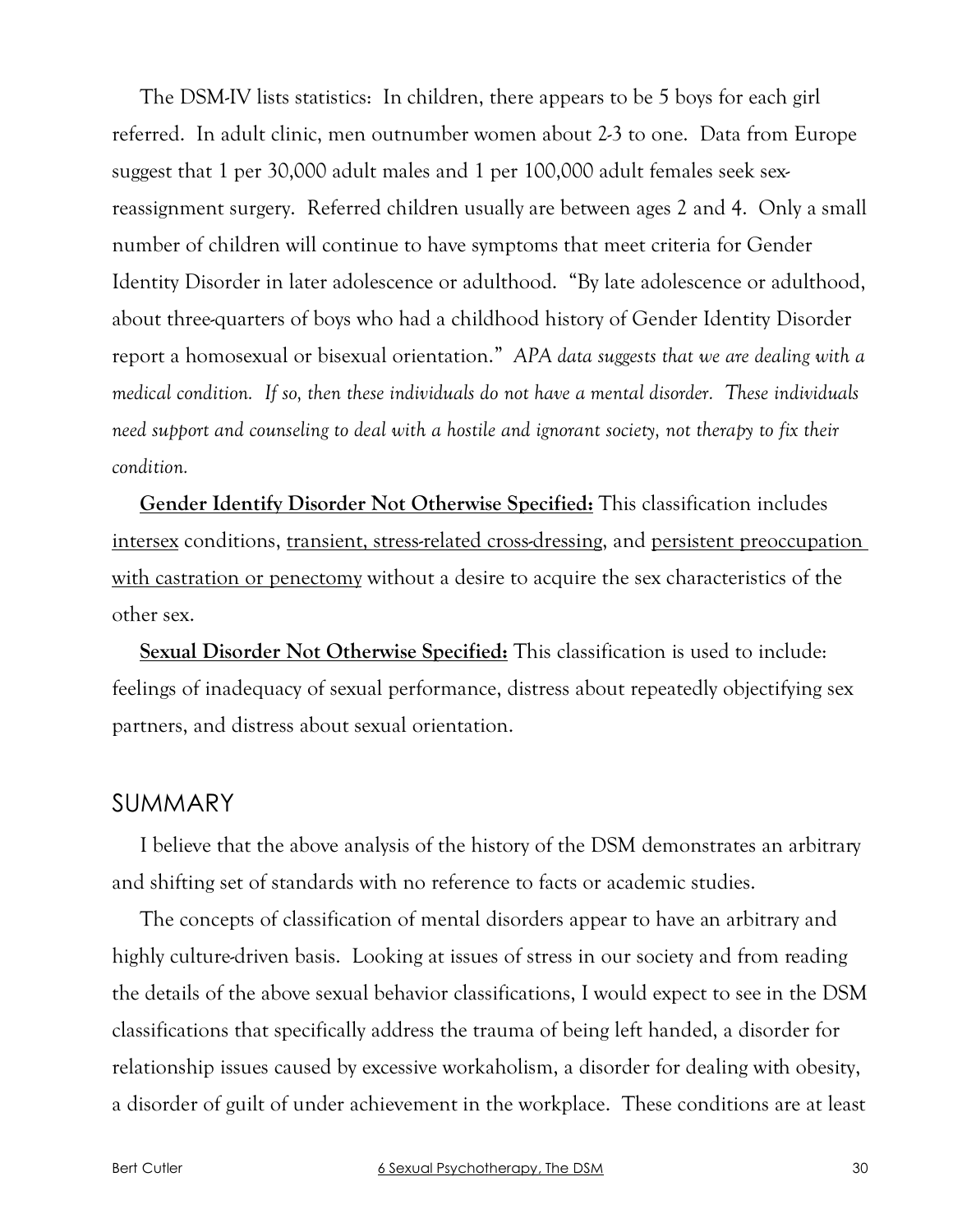The DSM-IV lists statistics: In children, there appears to be 5 boys for each girl referred. In adult clinic, men outnumber women about 2-3 to one. Data from Europe suggest that 1 per 30,000 adult males and 1 per 100,000 adult females seek sex-reassignment surgery. Referred children usually are between ages 2 and 4. Only a small number of children will continue to have symptoms that meet criteria for Gender Identity Disorder in later adolescence or adulthood. "By late adolescence or adulthood, about three-quarters of boys who had a childhood history of Gender Identity Disorder report a homosexual or bisexual orientation." *APA data suggests that we are dealing with a medical condition. If so, then these individuals do not have a mental disorder. These individuals need support and counseling to deal with a hostile and ignorant society, not therapy to fix their condition.*

**Gender Identify Disorder Not Otherwise Specified:** This classification includes intersex conditions, transient, stress-related cross-dressing, and persistent preoccupation with castration or penectomy without a desire to acquire the sex characteristics of the other sex.

**Sexual Disorder Not Otherwise Specified:** This classification is used to include: feelings of inadequacy of sexual performance, distress about repeatedly objectifying sex partners, and distress about sexual orientation.

## SUMMARY

I believe that the above analysis of the history of the DSM demonstrates an arbitrary and shifting set of standards with no reference to facts or academic studies.

The concepts of classification of mental disorders appear to have an arbitrary and highly culture-driven basis. Looking at issues of stress in our society and from reading the details of the above sexual behavior classifications, I would expect to see in the DSM classifications that specifically address the trauma of being left handed, a disorder for relationship issues caused by excessive workaholism, a disorder for dealing with obesity, a disorder of guilt of under achievement in the workplace. These conditions are at least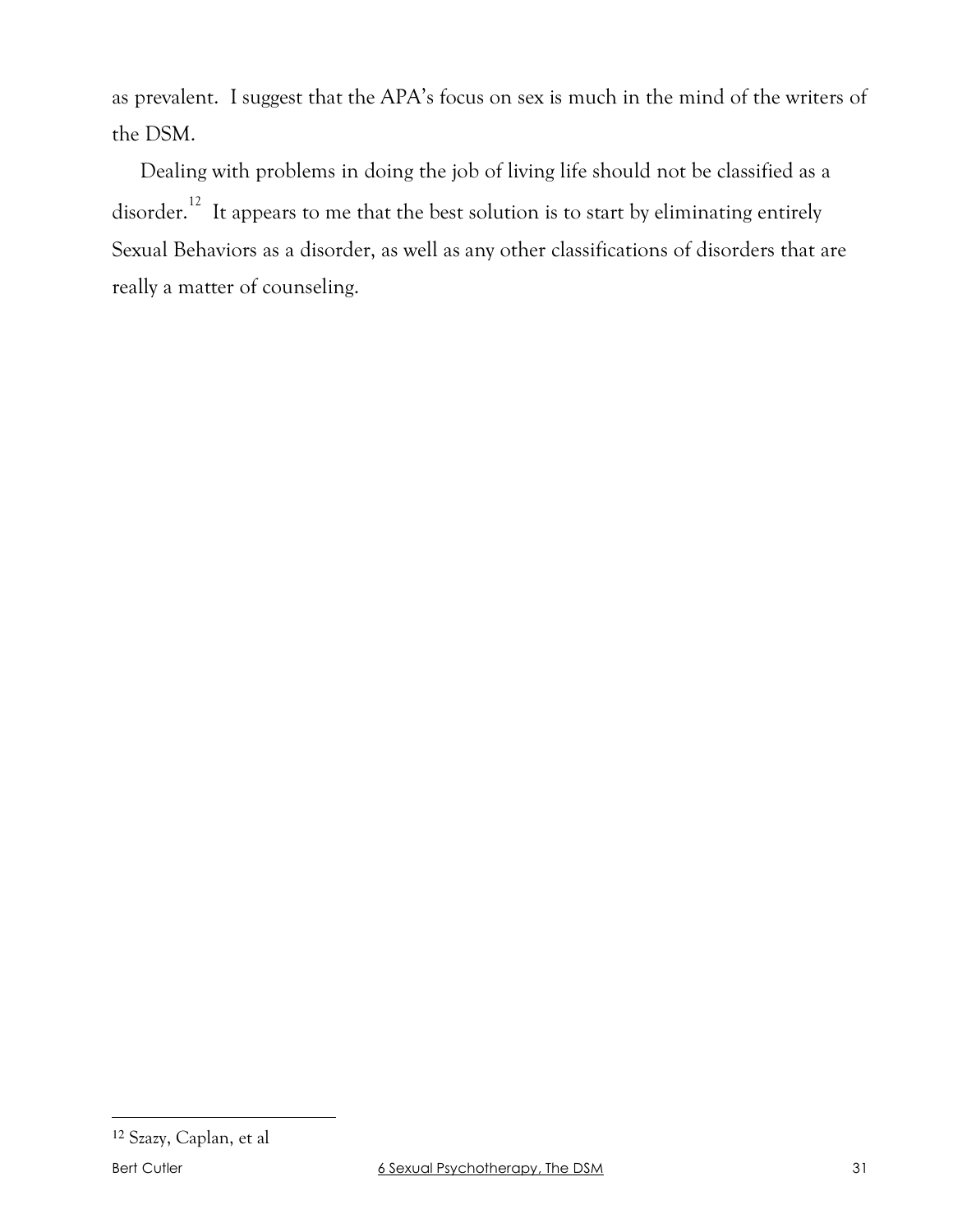as prevalent. I suggest that the APA's focus on sex is much in the mind of the writers of the DSM.

Dealing with problems in doing the job of living life should not be classified as a disorder.[12] It appears to me that the best solution is to start by eliminating entirely Sexual Behaviors as a disorder, as well as any other classifications of disorders that are really a matter of counseling.

---

[12] Szazy, Caplan, et al